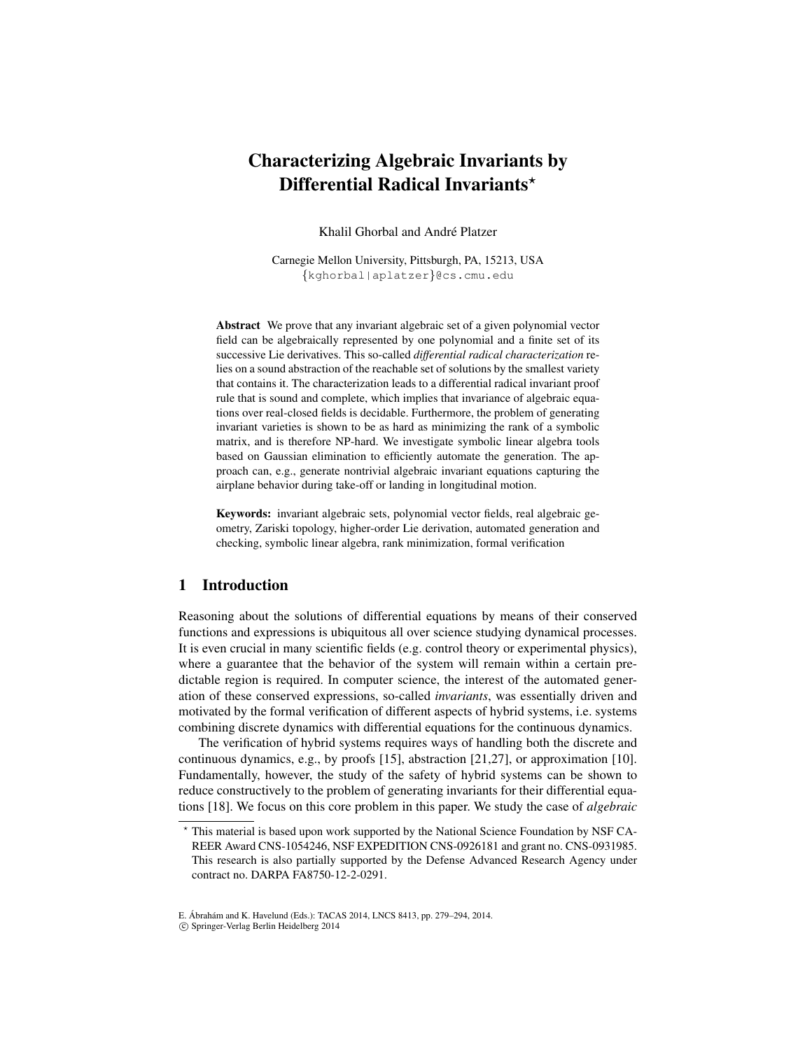# Characterizing Algebraic Invariants by Differential Radical Invariants*

Khalil Ghorbal and André Platzer

Carnegie Mellon University, Pittsburgh, PA, 15213, USA
{kghorbal|aplatzer}@cs.cmu.edu

**Abstract** We prove that any invariant algebraic set of a given polynomial vector field can be algebraically represented by one polynomial and a finite set of its successive Lie derivatives. This so-called *differential radical characterization* relies on a sound abstraction of the reachable set of solutions by the smallest variety that contains it. The characterization leads to a differential radical invariant proof rule that is sound and complete, which implies that invariance of algebraic equations over real-closed fields is decidable. Furthermore, the problem of generating invariant varieties is shown to be as hard as minimizing the rank of a symbolic matrix, and is therefore NP-hard. We investigate symbolic linear algebra tools based on Gaussian elimination to efficiently automate the generation. The approach can, e.g., generate nontrivial algebraic invariant equations capturing the airplane behavior during take-off or landing in longitudinal motion.

**Keywords:** invariant algebraic sets, polynomial vector fields, real algebraic geometry, Zariski topology, higher-order Lie derivation, automated generation and checking, symbolic linear algebra, rank minimization, formal verification

## 1 Introduction

Reasoning about the solutions of differential equations by means of their conserved functions and expressions is ubiquitous all over science studying dynamical processes. It is even crucial in many scientific fields (e.g. control theory or experimental physics), where a guarantee that the behavior of the system will remain within a certain predictable region is required. In computer science, the interest of the automated generation of these conserved expressions, so-called *invariants*, was essentially driven and motivated by the formal verification of different aspects of hybrid systems, i.e. systems combining discrete dynamics with differential equations for the continuous dynamics.

The verification of hybrid systems requires ways of handling both the discrete and continuous dynamics, e.g., by proofs [15], abstraction [21,27], or approximation [10]. Fundamentally, however, the study of the safety of hybrid systems can be shown to reduce constructively to the problem of generating invariants for their differential equations [18]. We focus on this core problem in this paper. We study the case of *algebraic*

---

* This material is based upon work supported by the National Science Foundation by NSF CAREER Award CNS-1054246, NSF EXPEDITION CNS-0926181 and grant no. CNS-0931985. This research is also partially supported by the Defense Advanced Research Agency under contract no. DARPA FA8750-12-2-0291.

E. Ábrahám and K. Havelund (Eds.): TACAS 2014, LNCS 8413, pp. 279–294, 2014.
© Springer-Verlag Berlin Heidelberg 2014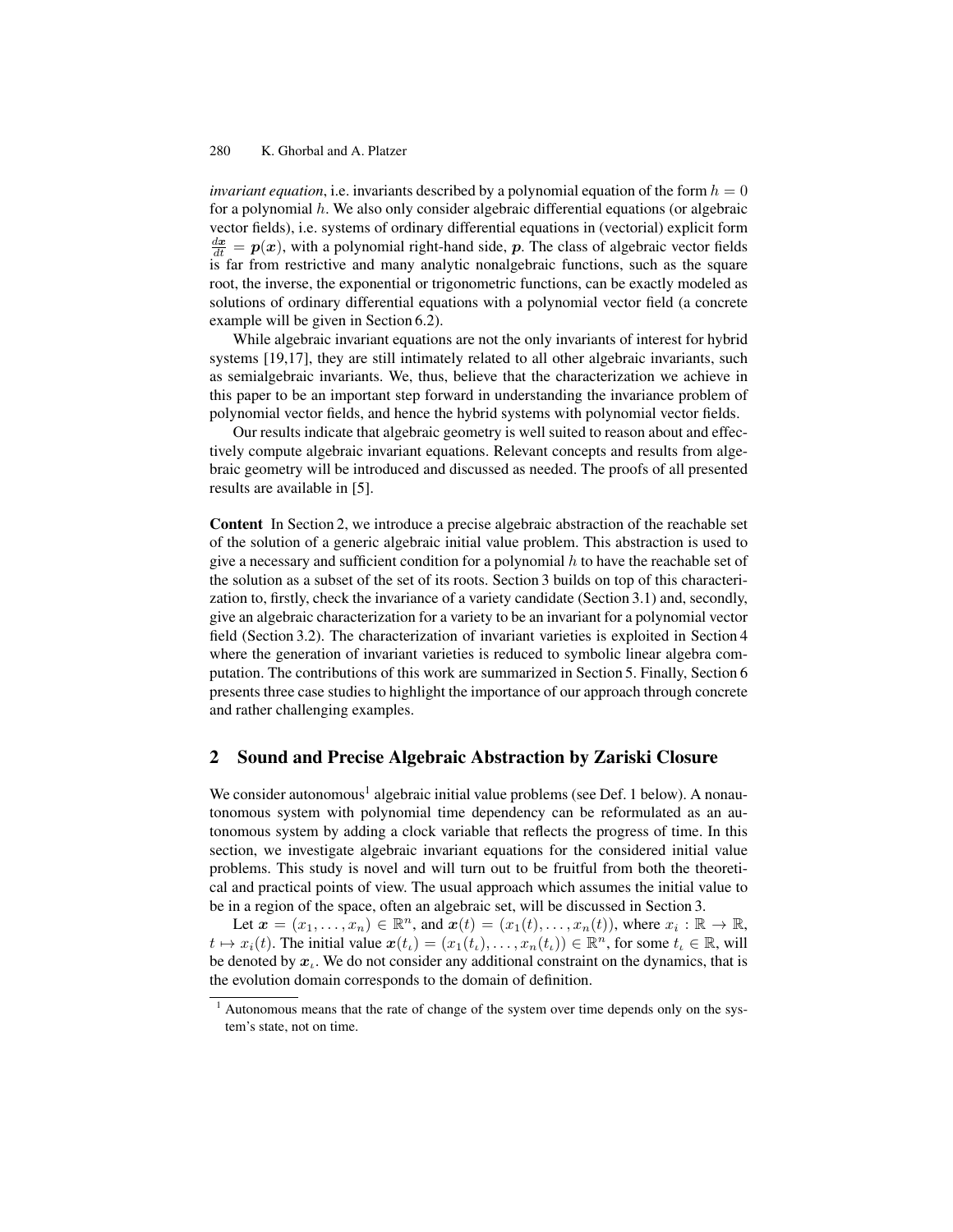*invariant equation*, i.e. invariants described by a polynomial equation of the form $h = 0$ for a polynomial $h$. We also only consider algebraic differential equations (or algebraic vector fields), i.e. systems of ordinary differential equations in (vectorial) explicit form $\frac{d\boldsymbol{x}}{dt} = \boldsymbol{p}(\boldsymbol{x})$, with a polynomial right-hand side, $\boldsymbol{p}$. The class of algebraic vector fields is far from restrictive and many analytic nonalgebraic functions, such as the square root, the inverse, the exponential or trigonometric functions, can be exactly modeled as solutions of ordinary differential equations with a polynomial vector field (a concrete example will be given in Section 6.2).

While algebraic invariant equations are not the only invariants of interest for hybrid systems [19,17], they are still intimately related to all other algebraic invariants, such as semialgebraic invariants. We, thus, believe that the characterization we achieve in this paper to be an important step forward in understanding the invariance problem of polynomial vector fields, and hence the hybrid systems with polynomial vector fields.

Our results indicate that algebraic geometry is well suited to reason about and effectively compute algebraic invariant equations. Relevant concepts and results from algebraic geometry will be introduced and discussed as needed. The proofs of all presented results are available in [5].

**Content** In Section 2, we introduce a precise algebraic abstraction of the reachable set of the solution of a generic algebraic initial value problem. This abstraction is used to give a necessary and sufficient condition for a polynomial $h$ to have the reachable set of the solution as a subset of the set of its roots. Section 3 builds on top of this characterization to, firstly, check the invariance of a variety candidate (Section 3.1) and, secondly, give an algebraic characterization for a variety to be an invariant for a polynomial vector field (Section 3.2). The characterization of invariant varieties is exploited in Section 4 where the generation of invariant varieties is reduced to symbolic linear algebra computation. The contributions of this work are summarized in Section 5. Finally, Section 6 presents three case studies to highlight the importance of our approach through concrete and rather challenging examples.

## 2 Sound and Precise Algebraic Abstraction by Zariski Closure

We consider autonomous[1] algebraic initial value problems (see Def. 1 below). A nonautonomous system with polynomial time dependency can be reformulated as an autonomous system by adding a clock variable that reflects the progress of time. In this section, we investigate algebraic invariant equations for the considered initial value problems. This study is novel and will turn out to be fruitful from both the theoretical and practical points of view. The usual approach which assumes the initial value to be in a region of the space, often an algebraic set, will be discussed in Section 3.

Let $\boldsymbol{x} = (x_1, \ldots, x_n) \in \mathbb{R}^n$, and $\boldsymbol{x}(t) = (x_1(t), \ldots, x_n(t))$, where $x_i : \mathbb{R} \to \mathbb{R}$, $t \mapsto x_i(t)$. The initial value $\boldsymbol{x}(t_\iota) = (x_1(t_\iota), \ldots, x_n(t_\iota)) \in \mathbb{R}^n$, for some $t_\iota \in \mathbb{R}$, will be denoted by $\boldsymbol{x}_\iota$. We do not consider any additional constraint on the dynamics, that is the evolution domain corresponds to the domain of definition.

[1] Autonomous means that the rate of change of the system over time depends only on the system's state, not on time.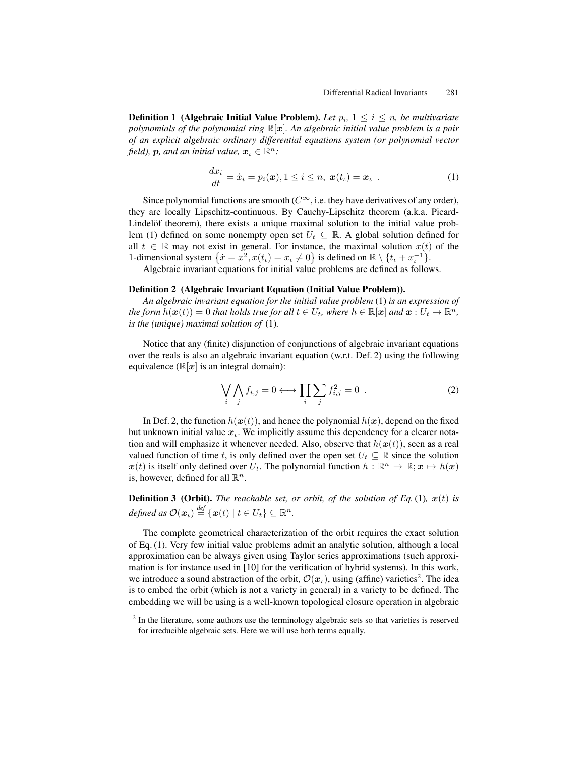**Definition 1 (Algebraic Initial Value Problem).** *Let $p_i$, $1 \leq i \leq n$, be multivariate polynomials of the polynomial ring $\mathbb{R}[\boldsymbol{x}]$. An algebraic initial value problem is a pair of an explicit algebraic ordinary differential equations system (or polynomial vector field), $\boldsymbol{p}$, and an initial value, $\boldsymbol{x}_\iota \in \mathbb{R}^n$:*

$$\frac{dx_i}{dt} = \dot{x}_i = p_i(\boldsymbol{x}), 1 \leq i \leq n,\ \boldsymbol{x}(t_\iota) = \boldsymbol{x}_\iota \ . \tag{1}$$

Since polynomial functions are smooth ($C^\infty$, i.e. they have derivatives of any order), they are locally Lipschitz-continuous. By Cauchy-Lipschitz theorem (a.k.a. Picard-Lindelöf theorem), there exists a unique maximal solution to the initial value problem (1) defined on some nonempty open set $U_t \subseteq \mathbb{R}$. A global solution defined for all $t \in \mathbb{R}$ may not exist in general. For instance, the maximal solution $x(t)$ of the 1-dimensional system $\left\{\dot{x} = x^2, x(t_\iota) = x_\iota \neq 0\right\}$ is defined on $\mathbb{R} \setminus \{t_\iota + x_\iota^{-1}\}$.

Algebraic invariant equations for initial value problems are defined as follows.

**Definition 2 (Algebraic Invariant Equation (Initial Value Problem)).** *An algebraic invariant equation for the initial value problem* (1) *is an expression of the form $h(\boldsymbol{x}(t)) = 0$ that holds true for all $t \in U_t$, where $h \in \mathbb{R}[\boldsymbol{x}]$ and $\boldsymbol{x} : U_t \to \mathbb{R}^n$, is the (unique) maximal solution of* (1)*.*

Notice that any (finite) disjunction of conjunctions of algebraic invariant equations over the reals is also an algebraic invariant equation (w.r.t. Def. 2) using the following equivalence ($\mathbb{R}[\boldsymbol{x}]$ is an integral domain):

$$\bigvee_i \bigwedge_j f_{i,j} = 0 \longleftrightarrow \prod_i \sum_j f_{i,j}^2 = 0 \ . \tag{2}$$

In Def. 2, the function $h(\boldsymbol{x}(t))$, and hence the polynomial $h(\boldsymbol{x})$, depend on the fixed but unknown initial value $\boldsymbol{x}_\iota$. We implicitly assume this dependency for a clearer notation and will emphasize it whenever needed. Also, observe that $h(\boldsymbol{x}(t))$, seen as a real valued function of time $t$, is only defined over the open set $U_t \subseteq \mathbb{R}$ since the solution $\boldsymbol{x}(t)$ is itself only defined over $U_t$. The polynomial function $h : \mathbb{R}^n \to \mathbb{R}; \boldsymbol{x} \mapsto h(\boldsymbol{x})$ is, however, defined for all $\mathbb{R}^n$.

**Definition 3 (Orbit).** *The reachable set, or orbit, of the solution of Eq.* (1)*, $\boldsymbol{x}(t)$ is defined as $\mathcal{O}(\boldsymbol{x}_\iota) \overset{def}{=} \{\boldsymbol{x}(t) \mid t \in U_t\} \subseteq \mathbb{R}^n$.*

The complete geometrical characterization of the orbit requires the exact solution of Eq. (1). Very few initial value problems admit an analytic solution, although a local approximation can be always given using Taylor series approximations (such approximation is for instance used in [10] for the verification of hybrid systems). In this work, we introduce a sound abstraction of the orbit, $\mathcal{O}(\boldsymbol{x}_\iota)$, using (affine) varieties[2]. The idea is to embed the orbit (which is not a variety in general) in a variety to be defined. The embedding we will be using is a well-known topological closure operation in algebraic

[2] In the literature, some authors use the terminology algebraic sets so that varieties is reserved for irreducible algebraic sets. Here we will use both terms equally.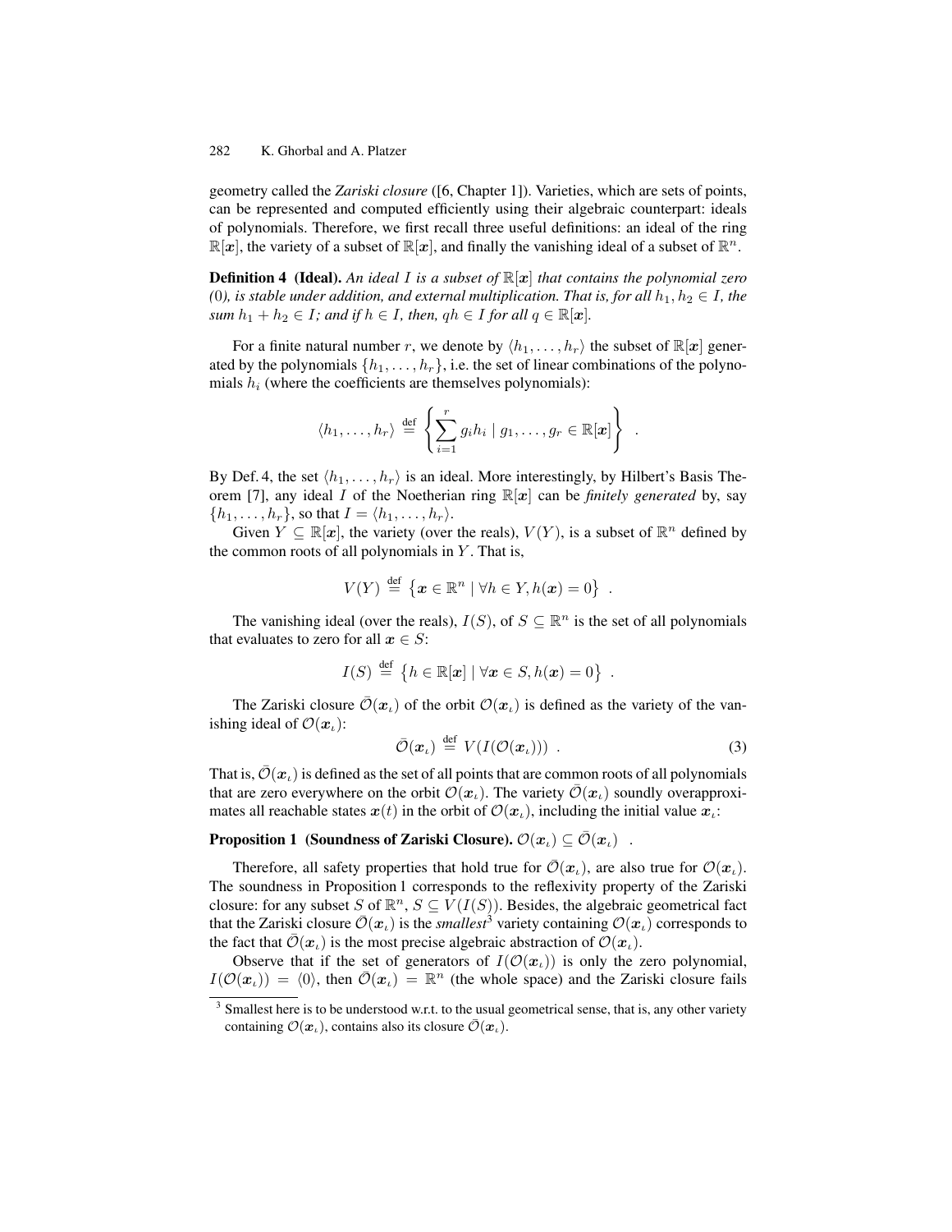geometry called the *Zariski closure* ([6, Chapter 1]). Varieties, which are sets of points, can be represented and computed efficiently using their algebraic counterpart: ideals of polynomials. Therefore, we first recall three useful definitions: an ideal of the ring $\mathbb{R}[\boldsymbol{x}]$, the variety of a subset of $\mathbb{R}[\boldsymbol{x}]$, and finally the vanishing ideal of a subset of $\mathbb{R}^n$.

**Definition 4 (Ideal).** *An ideal $I$ is a subset of $\mathbb{R}[\boldsymbol{x}]$ that contains the polynomial zero (0), is stable under addition, and external multiplication. That is, for all $h_1, h_2 \in I$, the sum $h_1 + h_2 \in I$; and if $h \in I$, then, $qh \in I$ for all $q \in \mathbb{R}[\boldsymbol{x}]$.*

For a finite natural number $r$, we denote by $\langle h_1, \ldots, h_r \rangle$ the subset of $\mathbb{R}[\boldsymbol{x}]$ generated by the polynomials $\{h_1, \ldots, h_r\}$, i.e. the set of linear combinations of the polynomials $h_i$ (where the coefficients are themselves polynomials):

$$\langle h_1, \ldots, h_r \rangle \stackrel{\text{def}}{=} \left\{ \sum_{i=1}^{r} g_i h_i \mid g_1, \ldots, g_r \in \mathbb{R}[\boldsymbol{x}] \right\} .$$

By Def. 4, the set $\langle h_1, \ldots, h_r \rangle$ is an ideal. More interestingly, by Hilbert's Basis Theorem [7], any ideal $I$ of the Noetherian ring $\mathbb{R}[\boldsymbol{x}]$ can be *finitely generated* by, say $\{h_1, \ldots, h_r\}$, so that $I = \langle h_1, \ldots, h_r \rangle$.

Given $Y \subseteq \mathbb{R}[\boldsymbol{x}]$, the variety (over the reals), $V(Y)$, is a subset of $\mathbb{R}^n$ defined by the common roots of all polynomials in $Y$. That is,

$$V(Y) \stackrel{\text{def}}{=} \left\{ \boldsymbol{x} \in \mathbb{R}^n \mid \forall h \in Y, h(\boldsymbol{x}) = 0 \right\} .$$

The vanishing ideal (over the reals), $I(S)$, of $S \subseteq \mathbb{R}^n$ is the set of all polynomials that evaluates to zero for all $\boldsymbol{x} \in S$:

$$I(S) \stackrel{\text{def}}{=} \left\{ h \in \mathbb{R}[\boldsymbol{x}] \mid \forall \boldsymbol{x} \in S, h(\boldsymbol{x}) = 0 \right\} .$$

The Zariski closure $\bar{\mathcal{O}}(\boldsymbol{x}_\iota)$ of the orbit $\mathcal{O}(\boldsymbol{x}_\iota)$ is defined as the variety of the vanishing ideal of $\mathcal{O}(\boldsymbol{x}_\iota)$:

$$\bar{\mathcal{O}}(\boldsymbol{x}_\iota) \stackrel{\text{def}}{=} V(I(\mathcal{O}(\boldsymbol{x}_\iota))) \ . \tag{3}$$

That is, $\bar{\mathcal{O}}(\boldsymbol{x}_\iota)$ is defined as the set of all points that are common roots of all polynomials that are zero everywhere on the orbit $\mathcal{O}(\boldsymbol{x}_\iota)$. The variety $\bar{\mathcal{O}}(\boldsymbol{x}_\iota)$ soundly overapproximates all reachable states $\boldsymbol{x}(t)$ in the orbit of $\mathcal{O}(\boldsymbol{x}_\iota)$, including the initial value $\boldsymbol{x}_\iota$:

**Proposition 1 (Soundness of Zariski Closure).** $\mathcal{O}(\boldsymbol{x}_\iota) \subseteq \bar{\mathcal{O}}(\boldsymbol{x}_\iota)$ .

Therefore, all safety properties that hold true for $\bar{\mathcal{O}}(\boldsymbol{x}_\iota)$, are also true for $\mathcal{O}(\boldsymbol{x}_\iota)$. The soundness in Proposition 1 corresponds to the reflexivity property of the Zariski closure: for any subset $S$ of $\mathbb{R}^n$, $S \subseteq V(I(S))$. Besides, the algebraic geometrical fact that the Zariski closure $\bar{\mathcal{O}}(\boldsymbol{x}_\iota)$ is the *smallest*[3] variety containing $\mathcal{O}(\boldsymbol{x}_\iota)$ corresponds to the fact that $\bar{\mathcal{O}}(\boldsymbol{x}_\iota)$ is the most precise algebraic abstraction of $\mathcal{O}(\boldsymbol{x}_\iota)$.

Observe that if the set of generators of $I(\mathcal{O}(\boldsymbol{x}_\iota))$ is only the zero polynomial, $I(\mathcal{O}(\boldsymbol{x}_\iota)) = \langle 0 \rangle$, then $\bar{\mathcal{O}}(\boldsymbol{x}_\iota) = \mathbb{R}^n$ (the whole space) and the Zariski closure fails

[3] Smallest here is to be understood w.r.t. to the usual geometrical sense, that is, any other variety containing $\mathcal{O}(\boldsymbol{x}_\iota)$, contains also its closure $\bar{\mathcal{O}}(\boldsymbol{x}_\iota)$.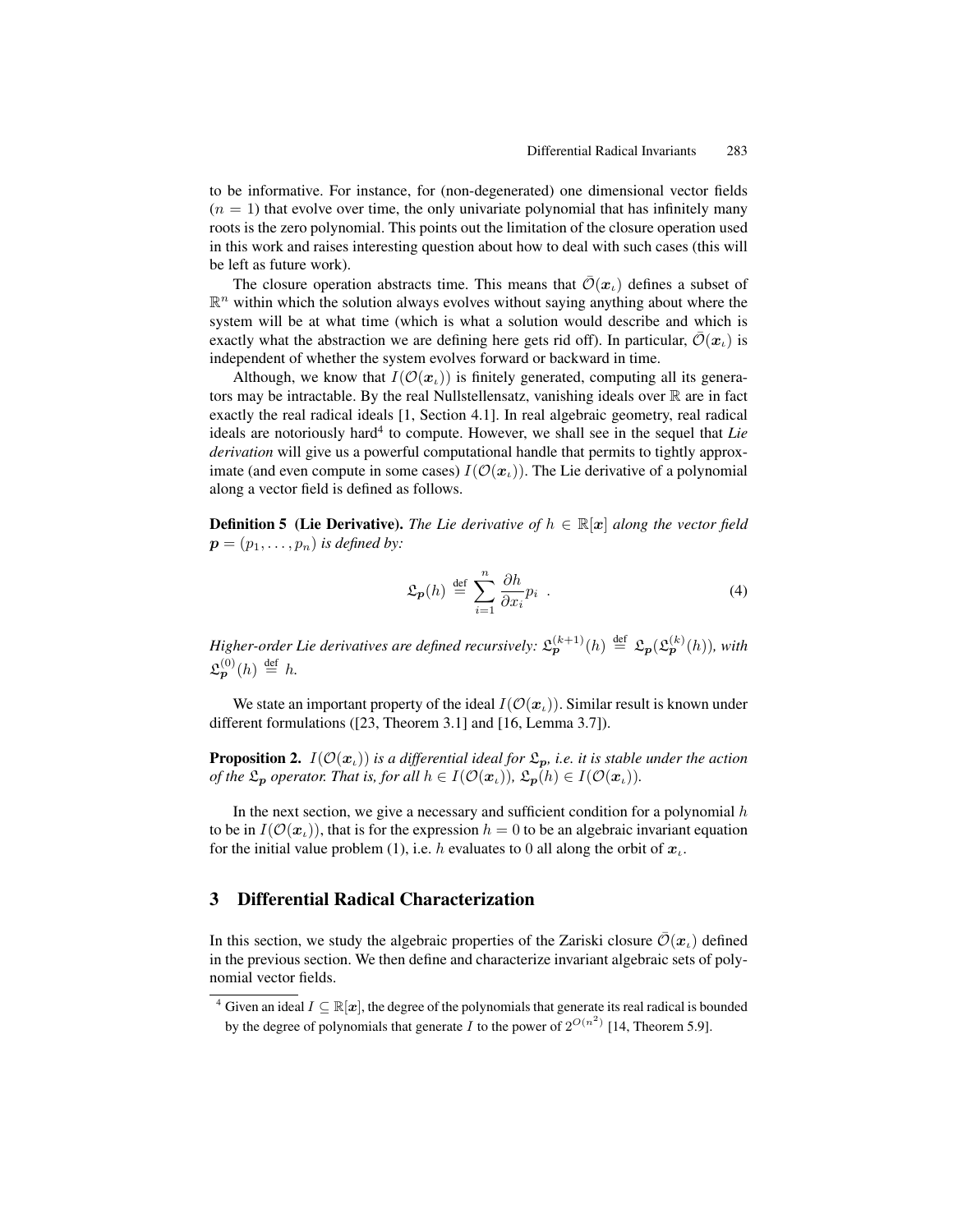to be informative. For instance, for (non-degenerated) one dimensional vector fields ($n = 1$) that evolve over time, the only univariate polynomial that has infinitely many roots is the zero polynomial. This points out the limitation of the closure operation used in this work and raises interesting question about how to deal with such cases (this will be left as future work).

The closure operation abstracts time. This means that $\bar{\mathcal{O}}(\boldsymbol{x}_\iota)$ defines a subset of $\mathbb{R}^n$ within which the solution always evolves without saying anything about where the system will be at what time (which is what a solution would describe and which is exactly what the abstraction we are defining here gets rid off). In particular, $\bar{\mathcal{O}}(\boldsymbol{x}_\iota)$ is independent of whether the system evolves forward or backward in time.

Although, we know that $I(\mathcal{O}(\boldsymbol{x}_\iota))$ is finitely generated, computing all its generators may be intractable. By the real Nullstellensatz, vanishing ideals over $\mathbb{R}$ are in fact exactly the real radical ideals [1, Section 4.1]. In real algebraic geometry, real radical ideals are notoriously hard[4] to compute. However, we shall see in the sequel that *Lie derivation* will give us a powerful computational handle that permits to tightly approximate (and even compute in some cases) $I(\mathcal{O}(\boldsymbol{x}_\iota))$. The Lie derivative of a polynomial along a vector field is defined as follows.

**Definition 5 (Lie Derivative).** *The Lie derivative of $h \in \mathbb{R}[\boldsymbol{x}]$ along the vector field $\boldsymbol{p} = (p_1, \ldots, p_n)$ is defined by:*

$$\mathfrak{L}_{\boldsymbol{p}}(h) \overset{\text{def}}{=} \sum_{i=1}^{n} \frac{\partial h}{\partial x_i} p_i \quad . \tag{4}$$

*Higher-order Lie derivatives are defined recursively: $\mathfrak{L}_{\boldsymbol{p}}^{(k+1)}(h) \overset{\text{def}}{=} \mathfrak{L}_{\boldsymbol{p}}(\mathfrak{L}_{\boldsymbol{p}}^{(k)}(h))$, with $\mathfrak{L}_{\boldsymbol{p}}^{(0)}(h) \overset{\text{def}}{=} h$.*

We state an important property of the ideal $I(\mathcal{O}(\boldsymbol{x}_\iota))$. Similar result is known under different formulations ([23, Theorem 3.1] and [16, Lemma 3.7]).

**Proposition 2.** *$I(\mathcal{O}(\boldsymbol{x}_\iota))$ is a differential ideal for $\mathfrak{L}_{\boldsymbol{p}}$, i.e. it is stable under the action of the $\mathfrak{L}_{\boldsymbol{p}}$ operator. That is, for all $h \in I(\mathcal{O}(\boldsymbol{x}_\iota))$, $\mathfrak{L}_{\boldsymbol{p}}(h) \in I(\mathcal{O}(\boldsymbol{x}_\iota))$.*

In the next section, we give a necessary and sufficient condition for a polynomial $h$ to be in $I(\mathcal{O}(\boldsymbol{x}_\iota))$, that is for the expression $h = 0$ to be an algebraic invariant equation for the initial value problem (1), i.e. $h$ evaluates to 0 all along the orbit of $\boldsymbol{x}_\iota$.

## 3 Differential Radical Characterization

In this section, we study the algebraic properties of the Zariski closure $\bar{\mathcal{O}}(\boldsymbol{x}_\iota)$ defined in the previous section. We then define and characterize invariant algebraic sets of polynomial vector fields.

[4] Given an ideal $I \subseteq \mathbb{R}[\boldsymbol{x}]$, the degree of the polynomials that generate its real radical is bounded by the degree of polynomials that generate $I$ to the power of $2^{O(n^2)}$ [14, Theorem 5.9].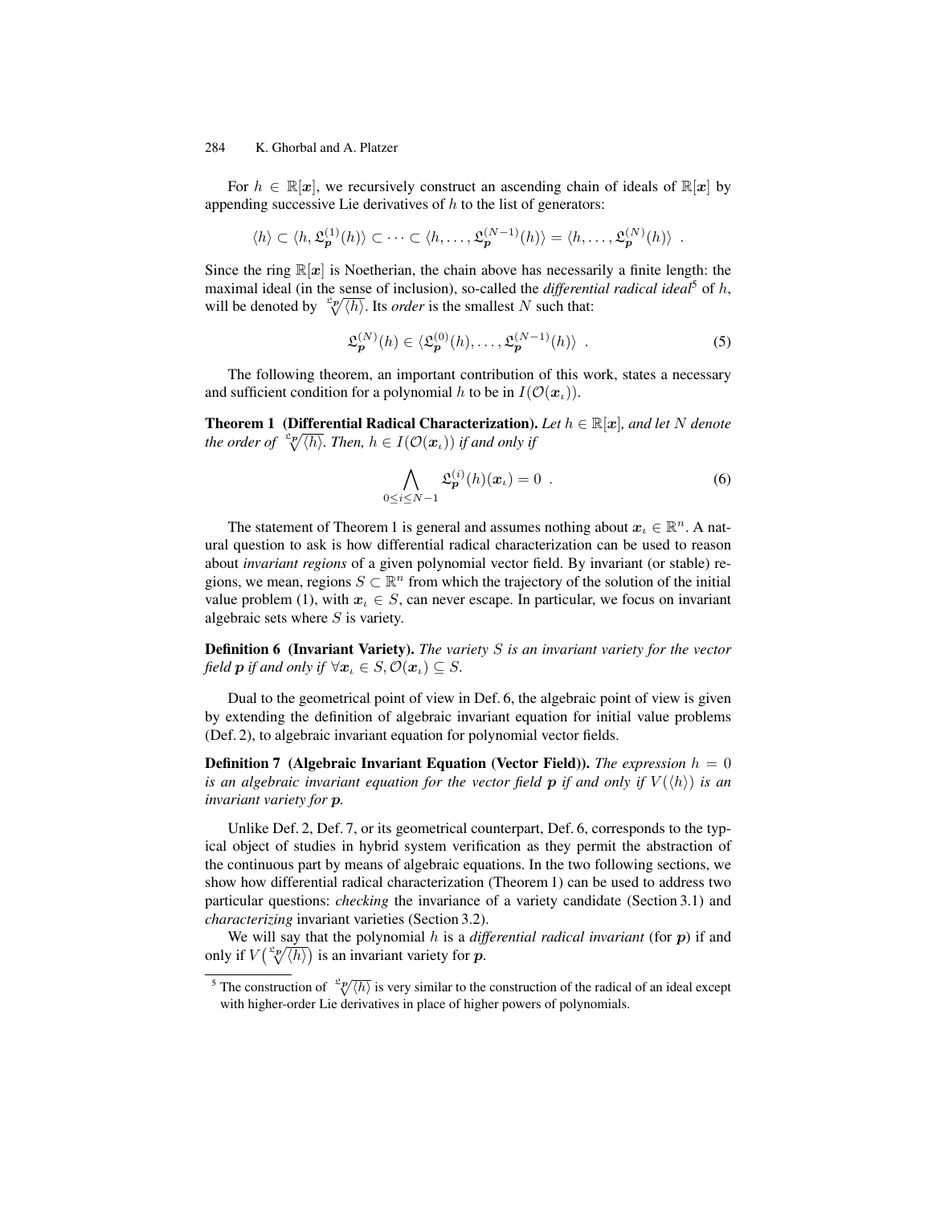For $h \in \mathbb{R}[\boldsymbol{x}]$, we recursively construct an ascending chain of ideals of $\mathbb{R}[\boldsymbol{x}]$ by appending successive Lie derivatives of $h$ to the list of generators:

$$\langle h \rangle \subset \langle h, \mathfrak{L}_{\boldsymbol{p}}^{(1)}(h) \rangle \subset \cdots \subset \langle h, \ldots, \mathfrak{L}_{\boldsymbol{p}}^{(N-1)}(h) \rangle = \langle h, \ldots, \mathfrak{L}_{\boldsymbol{p}}^{(N)}(h) \rangle \ .$$

Since the ring $\mathbb{R}[\boldsymbol{x}]$ is Noetherian, the chain above has necessarily a finite length: the maximal ideal (in the sense of inclusion), so-called the *differential radical ideal*[5] of $h$, will be denoted by $\sqrt[\mathfrak{L}_{\boldsymbol{p}}]{\langle h \rangle}$. Its *order* is the smallest $N$ such that:

$$\mathfrak{L}_{\boldsymbol{p}}^{(N)}(h) \in \langle \mathfrak{L}_{\boldsymbol{p}}^{(0)}(h), \ldots, \mathfrak{L}_{\boldsymbol{p}}^{(N-1)}(h) \rangle \ . \tag{5}$$

The following theorem, an important contribution of this work, states a necessary and sufficient condition for a polynomial $h$ to be in $I(\mathcal{O}(\boldsymbol{x}_\iota))$.

**Theorem 1 (Differential Radical Characterization).** *Let $h \in \mathbb{R}[\boldsymbol{x}]$, and let $N$ denote the order of $\sqrt[\mathfrak{L}_{\boldsymbol{p}}]{\langle h \rangle}$. Then, $h \in I(\mathcal{O}(\boldsymbol{x}_\iota))$ if and only if*

$$\bigwedge_{0 \le i \le N-1} \mathfrak{L}_{\boldsymbol{p}}^{(i)}(h)(\boldsymbol{x}_\iota) = 0 \ . \tag{6}$$

The statement of Theorem 1 is general and assumes nothing about $\boldsymbol{x}_\iota \in \mathbb{R}^n$. A natural question to ask is how differential radical characterization can be used to reason about *invariant regions* of a given polynomial vector field. By invariant (or stable) regions, we mean, regions $S \subset \mathbb{R}^n$ from which the trajectory of the solution of the initial value problem (1), with $\boldsymbol{x}_\iota \in S$, can never escape. In particular, we focus on invariant algebraic sets where $S$ is variety.

**Definition 6 (Invariant Variety).** *The variety $S$ is an invariant variety for the vector field $\boldsymbol{p}$ if and only if $\forall \boldsymbol{x}_\iota \in S, \mathcal{O}(\boldsymbol{x}_\iota) \subseteq S$.*

Dual to the geometrical point of view in Def. 6, the algebraic point of view is given by extending the definition of algebraic invariant equation for initial value problems (Def. 2), to algebraic invariant equation for polynomial vector fields.

**Definition 7 (Algebraic Invariant Equation (Vector Field)).** *The expression $h = 0$ is an algebraic invariant equation for the vector field $\boldsymbol{p}$ if and only if $V(\langle h \rangle)$ is an invariant variety for $\boldsymbol{p}$.*

Unlike Def. 2, Def. 7, or its geometrical counterpart, Def. 6, corresponds to the typical object of studies in hybrid system verification as they permit the abstraction of the continuous part by means of algebraic equations. In the two following sections, we show how differential radical characterization (Theorem 1) can be used to address two particular questions: *checking* the invariance of a variety candidate (Section 3.1) and *characterizing* invariant varieties (Section 3.2).

We will say that the polynomial $h$ is a *differential radical invariant* (for $\boldsymbol{p}$) if and only if $V\left(\sqrt[\mathfrak{L}_{\boldsymbol{p}}]{\langle h \rangle}\right)$ is an invariant variety for $\boldsymbol{p}$.

[5] The construction of $\sqrt[\mathfrak{L}_{\boldsymbol{p}}]{\langle h \rangle}$ is very similar to the construction of the radical of an ideal except with higher-order Lie derivatives in place of higher powers of polynomials.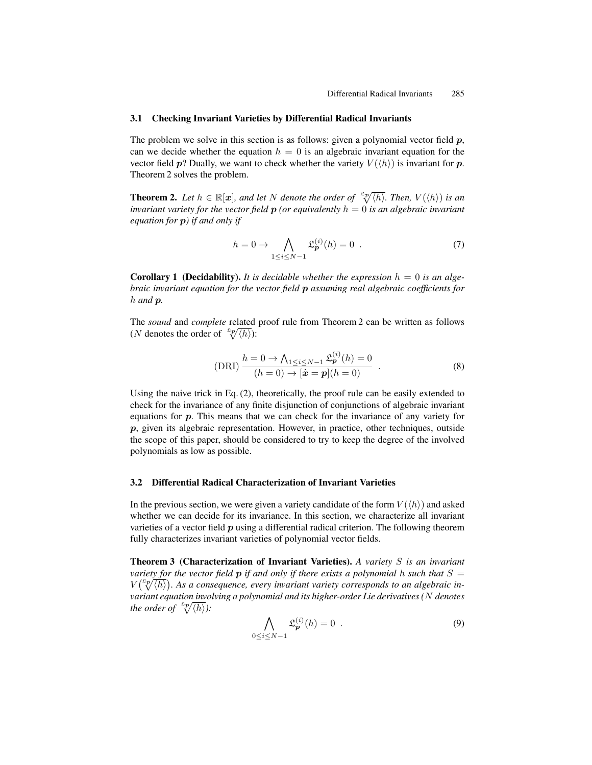### 3.1 Checking Invariant Varieties by Differential Radical Invariants

The problem we solve in this section is as follows: given a polynomial vector field $\boldsymbol{p}$, can we decide whether the equation $h = 0$ is an algebraic invariant equation for the vector field $\boldsymbol{p}$? Dually, we want to check whether the variety $V(\langle h \rangle)$ is invariant for $\boldsymbol{p}$. Theorem 2 solves the problem.

**Theorem 2.** *Let $h \in \mathbb{R}[\boldsymbol{x}]$, and let $N$ denote the order of $\sqrt[\mathfrak{L}_{\boldsymbol{p}}]{\langle h \rangle}$. Then, $V(\langle h \rangle)$ is an invariant variety for the vector field $\boldsymbol{p}$ (or equivalently $h = 0$ is an algebraic invariant equation for $\boldsymbol{p}$) if and only if*

$$h = 0 \rightarrow \bigwedge_{1 \leq i \leq N-1} \mathfrak{L}_{\boldsymbol{p}}^{(i)}(h) = 0 \ . \tag{7}$$

**Corollary 1 (Decidability).** *It is decidable whether the expression $h = 0$ is an algebraic invariant equation for the vector field $\boldsymbol{p}$ assuming real algebraic coefficients for $h$ and $\boldsymbol{p}$.*

The *sound* and *complete* related proof rule from Theorem 2 can be written as follows ($N$ denotes the order of $\sqrt[\mathfrak{L}_{\boldsymbol{p}}]{\langle h \rangle}$):

$$(\text{DRI}) \, \frac{h = 0 \rightarrow \bigwedge_{1 \leq i \leq N-1} \mathfrak{L}_{\boldsymbol{p}}^{(i)}(h) = 0}{(h = 0) \rightarrow [\dot{\boldsymbol{x}} = \boldsymbol{p}](h = 0)} \ . \tag{8}$$

Using the naive trick in Eq. (2), theoretically, the proof rule can be easily extended to check for the invariance of any finite disjunction of conjunctions of algebraic invariant equations for $\boldsymbol{p}$. This means that we can check for the invariance of any variety for $\boldsymbol{p}$, given its algebraic representation. However, in practice, other techniques, outside the scope of this paper, should be considered to try to keep the degree of the involved polynomials as low as possible.

### 3.2 Differential Radical Characterization of Invariant Varieties

In the previous section, we were given a variety candidate of the form $V(\langle h \rangle)$ and asked whether we can decide for its invariance. In this section, we characterize all invariant varieties of a vector field $\boldsymbol{p}$ using a differential radical criterion. The following theorem fully characterizes invariant varieties of polynomial vector fields.

**Theorem 3 (Characterization of Invariant Varieties).** *A variety $S$ is an invariant variety for the vector field $\boldsymbol{p}$ if and only if there exists a polynomial $h$ such that $S = V\left(\sqrt[\mathfrak{L}_{\boldsymbol{p}}]{\langle h \rangle}\right)$. As a consequence, every invariant variety corresponds to an algebraic invariant equation involving a polynomial and its higher-order Lie derivatives ($N$ denotes the order of $\sqrt[\mathfrak{L}_{\boldsymbol{p}}]{\langle h \rangle}$):*

$$\bigwedge_{0 \leq i \leq N-1} \mathfrak{L}_{\boldsymbol{p}}^{(i)}(h) = 0 \ . \tag{9}$$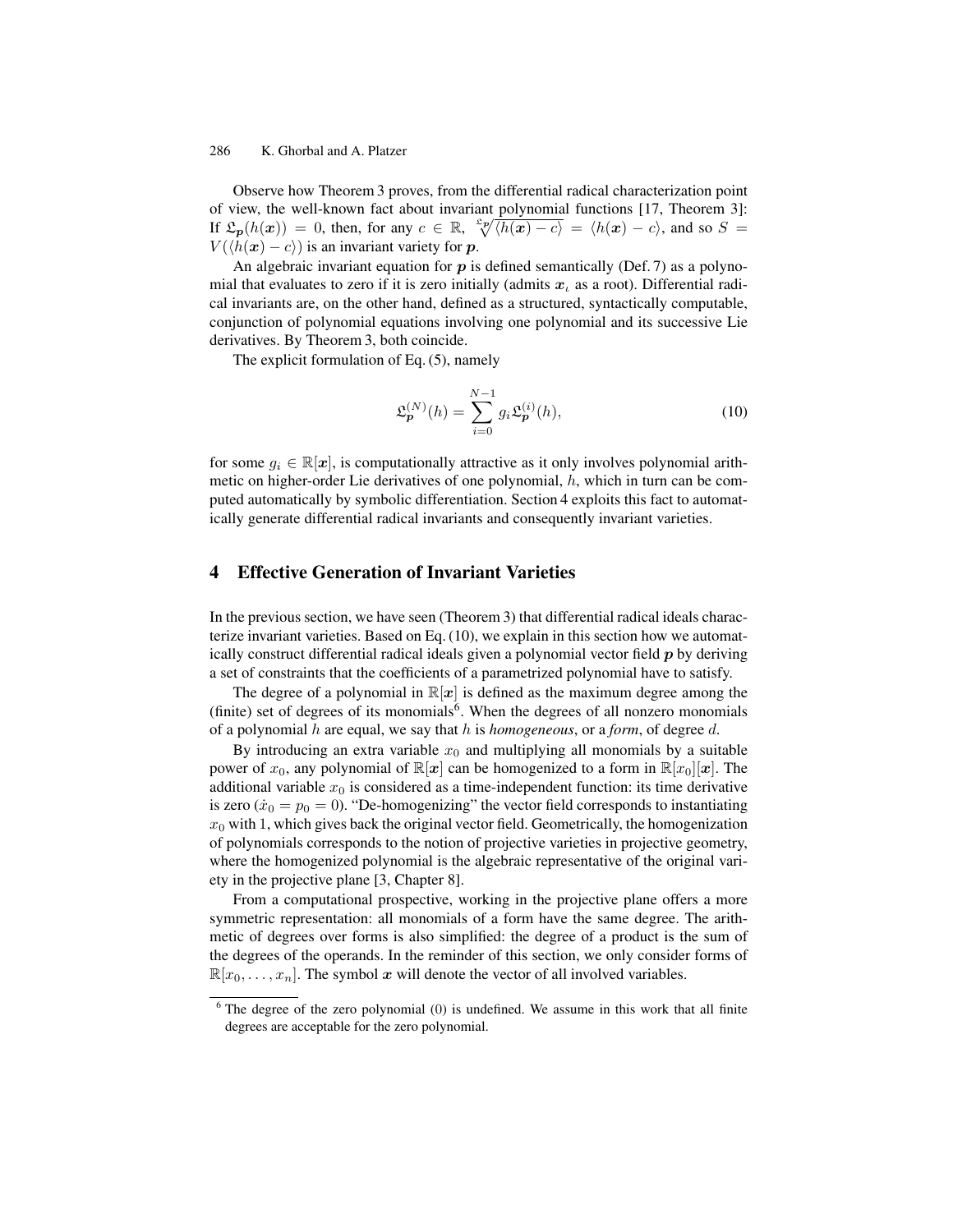Observe how Theorem 3 proves, from the differential radical characterization point of view, the well-known fact about invariant polynomial functions [17, Theorem 3]: If $\mathfrak{L}_{\boldsymbol{p}}(h(\boldsymbol{x})) = 0$, then, for any $c \in \mathbb{R}$, $\sqrt[\mathfrak{L}_{\boldsymbol{p}}]{\langle h(\boldsymbol{x}) - c\rangle} = \langle h(\boldsymbol{x}) - c\rangle$, and so $S = V(\langle h(\boldsymbol{x}) - c\rangle)$ is an invariant variety for $\boldsymbol{p}$.

An algebraic invariant equation for $\boldsymbol{p}$ is defined semantically (Def. 7) as a polynomial that evaluates to zero if it is zero initially (admits $\boldsymbol{x}_\iota$ as a root). Differential radical invariants are, on the other hand, defined as a structured, syntactically computable, conjunction of polynomial equations involving one polynomial and its successive Lie derivatives. By Theorem 3, both coincide.

The explicit formulation of Eq. (5), namely

$$\mathfrak{L}_{\boldsymbol{p}}^{(N)}(h) = \sum_{i=0}^{N-1} g_i \mathfrak{L}_{\boldsymbol{p}}^{(i)}(h), \tag{10}$$

for some $g_i \in \mathbb{R}[\boldsymbol{x}]$, is computationally attractive as it only involves polynomial arithmetic on higher-order Lie derivatives of one polynomial, $h$, which in turn can be computed automatically by symbolic differentiation. Section 4 exploits this fact to automatically generate differential radical invariants and consequently invariant varieties.

## 4 Effective Generation of Invariant Varieties

In the previous section, we have seen (Theorem 3) that differential radical ideals characterize invariant varieties. Based on Eq. (10), we explain in this section how we automatically construct differential radical ideals given a polynomial vector field $\boldsymbol{p}$ by deriving a set of constraints that the coefficients of a parametrized polynomial have to satisfy.

The degree of a polynomial in $\mathbb{R}[\boldsymbol{x}]$ is defined as the maximum degree among the (finite) set of degrees of its monomials[6]. When the degrees of all nonzero monomials of a polynomial $h$ are equal, we say that $h$ is *homogeneous*, or a *form*, of degree $d$.

By introducing an extra variable $x_0$ and multiplying all monomials by a suitable power of $x_0$, any polynomial of $\mathbb{R}[\boldsymbol{x}]$ can be homogenized to a form in $\mathbb{R}[x_0][\boldsymbol{x}]$. The additional variable $x_0$ is considered as a time-independent function: its time derivative is zero ($\dot{x}_0 = p_0 = 0$). "De-homogenizing" the vector field corresponds to instantiating $x_0$ with 1, which gives back the original vector field. Geometrically, the homogenization of polynomials corresponds to the notion of projective varieties in projective geometry, where the homogenized polynomial is the algebraic representative of the original variety in the projective plane [3, Chapter 8].

From a computational prospective, working in the projective plane offers a more symmetric representation: all monomials of a form have the same degree. The arithmetic of degrees over forms is also simplified: the degree of a product is the sum of the degrees of the operands. In the reminder of this section, we only consider forms of $\mathbb{R}[x_0, \ldots, x_n]$. The symbol $\boldsymbol{x}$ will denote the vector of all involved variables.

[6] The degree of the zero polynomial (0) is undefined. We assume in this work that all finite degrees are acceptable for the zero polynomial.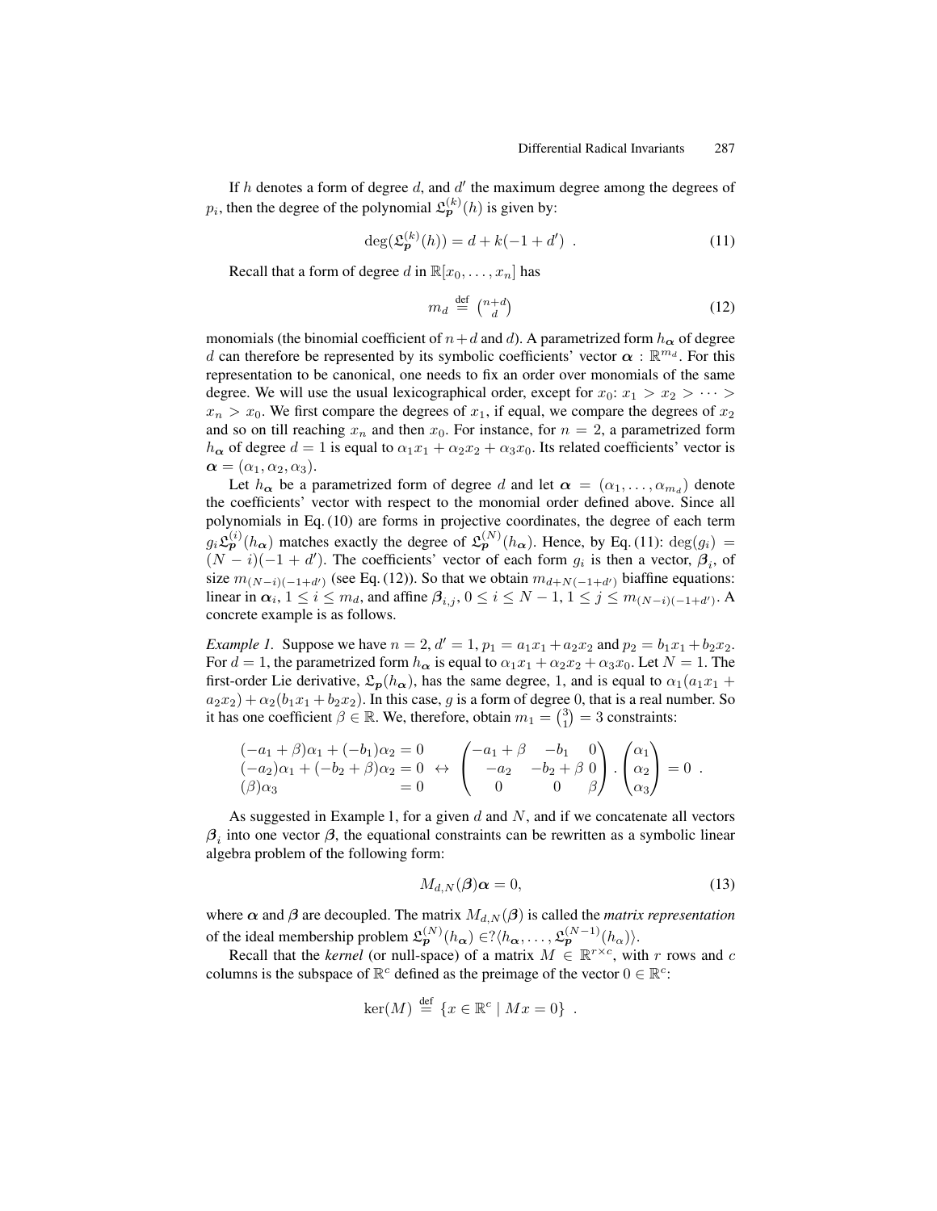If $h$ denotes a form of degree $d$, and $d'$ the maximum degree among the degrees of $p_i$, then the degree of the polynomial $\mathfrak{L}_{\boldsymbol{p}}^{(k)}(h)$ is given by:

$$\deg(\mathfrak{L}_{\boldsymbol{p}}^{(k)}(h)) = d + k(-1 + d') \ . \tag{11}$$

Recall that a form of degree $d$ in $\mathbb{R}[x_0, \ldots, x_n]$ has

$$m_d \stackrel{\text{def}}{=} \binom{n+d}{d} \tag{12}$$

monomials (the binomial coefficient of $n+d$ and $d$). A parametrized form $h_{\boldsymbol{\alpha}}$ of degree $d$ can therefore be represented by its symbolic coefficients' vector $\boldsymbol{\alpha} : \mathbb{R}^{m_d}$. For this representation to be canonical, one needs to fix an order over monomials of the same degree. We will use the usual lexicographical order, except for $x_0$: $x_1 > x_2 > \cdots > x_n > x_0$. We first compare the degrees of $x_1$, if equal, we compare the degrees of $x_2$ and so on till reaching $x_n$ and then $x_0$. For instance, for $n = 2$, a parametrized form $h_{\boldsymbol{\alpha}}$ of degree $d = 1$ is equal to $\alpha_1 x_1 + \alpha_2 x_2 + \alpha_3 x_0$. Its related coefficients' vector is $\boldsymbol{\alpha} = (\alpha_1, \alpha_2, \alpha_3)$.

Let $h_{\boldsymbol{\alpha}}$ be a parametrized form of degree $d$ and let $\boldsymbol{\alpha} = (\alpha_1, \ldots, \alpha_{m_d})$ denote the coefficients' vector with respect to the monomial order defined above. Since all polynomials in Eq. (10) are forms in projective coordinates, the degree of each term $g_i \mathfrak{L}_{\boldsymbol{p}}^{(i)}(h_{\boldsymbol{\alpha}})$ matches exactly the degree of $\mathfrak{L}_{\boldsymbol{p}}^{(N)}(h_{\boldsymbol{\alpha}})$. Hence, by Eq. (11): $\deg(g_i) = (N-i)(-1+d')$. The coefficients' vector of each form $g_i$ is then a vector, $\boldsymbol{\beta}_i$, of size $m_{(N-i)(-1+d')}$ (see Eq. (12)). So that we obtain $m_{d+N(-1+d')}$ biaffine equations: linear in $\boldsymbol{\alpha}_i$, $1 \leq i \leq m_d$, and affine $\boldsymbol{\beta}_{i,j}$, $0 \leq i \leq N-1$, $1 \leq j \leq m_{(N-i)(-1+d')}$. A concrete example is as follows.

*Example 1.* Suppose we have $n = 2$, $d' = 1$, $p_1 = a_1 x_1 + a_2 x_2$ and $p_2 = b_1 x_1 + b_2 x_2$. For $d = 1$, the parametrized form $h_{\boldsymbol{\alpha}}$ is equal to $\alpha_1 x_1 + \alpha_2 x_2 + \alpha_3 x_0$. Let $N = 1$. The first-order Lie derivative, $\mathfrak{L}_{\boldsymbol{p}}(h_{\boldsymbol{\alpha}})$, has the same degree, 1, and is equal to $\alpha_1(a_1 x_1 + a_2 x_2) + \alpha_2(b_1 x_1 + b_2 x_2)$. In this case, $g$ is a form of degree 0, that is a real number. So it has one coefficient $\beta \in \mathbb{R}$. We, therefore, obtain $m_1 = \binom{3}{1} = 3$ constraints:

$$\begin{array}{ll} (-a_1 + \beta)\alpha_1 + (-b_1)\alpha_2 = 0 \\ (-a_2)\alpha_1 + (-b_2 + \beta)\alpha_2 = 0 \\ (\beta)\alpha_3 \qquad\qquad\qquad\quad = 0 \end{array} \leftrightarrow \begin{pmatrix} -a_1 + \beta & -b_1 & 0 \\ -a_2 & -b_2 + \beta & 0 \\ 0 & 0 & \beta \end{pmatrix} . \begin{pmatrix} \alpha_1 \\ \alpha_2 \\ \alpha_3 \end{pmatrix} = 0 \ .$$

As suggested in Example 1, for a given $d$ and $N$, and if we concatenate all vectors $\boldsymbol{\beta}_i$ into one vector $\boldsymbol{\beta}$, the equational constraints can be rewritten as a symbolic linear algebra problem of the following form:

$$M_{d,N}(\boldsymbol{\beta})\boldsymbol{\alpha} = 0, \tag{13}$$

where $\boldsymbol{\alpha}$ and $\boldsymbol{\beta}$ are decoupled. The matrix $M_{d,N}(\boldsymbol{\beta})$ is called the *matrix representation* of the ideal membership problem $\mathfrak{L}_{\boldsymbol{p}}^{(N)}(h_{\boldsymbol{\alpha}}) \in ? \langle h_{\boldsymbol{\alpha}}, \ldots, \mathfrak{L}_{\boldsymbol{p}}^{(N-1)}(h_{\boldsymbol{\alpha}}) \rangle$.

Recall that the *kernel* (or null-space) of a matrix $M \in \mathbb{R}^{r \times c}$, with $r$ rows and $c$ columns is the subspace of $\mathbb{R}^c$ defined as the preimage of the vector $0 \in \mathbb{R}^c$:

$$\ker(M) \stackrel{\text{def}}{=} \{x \in \mathbb{R}^c \mid Mx = 0\} \ .$$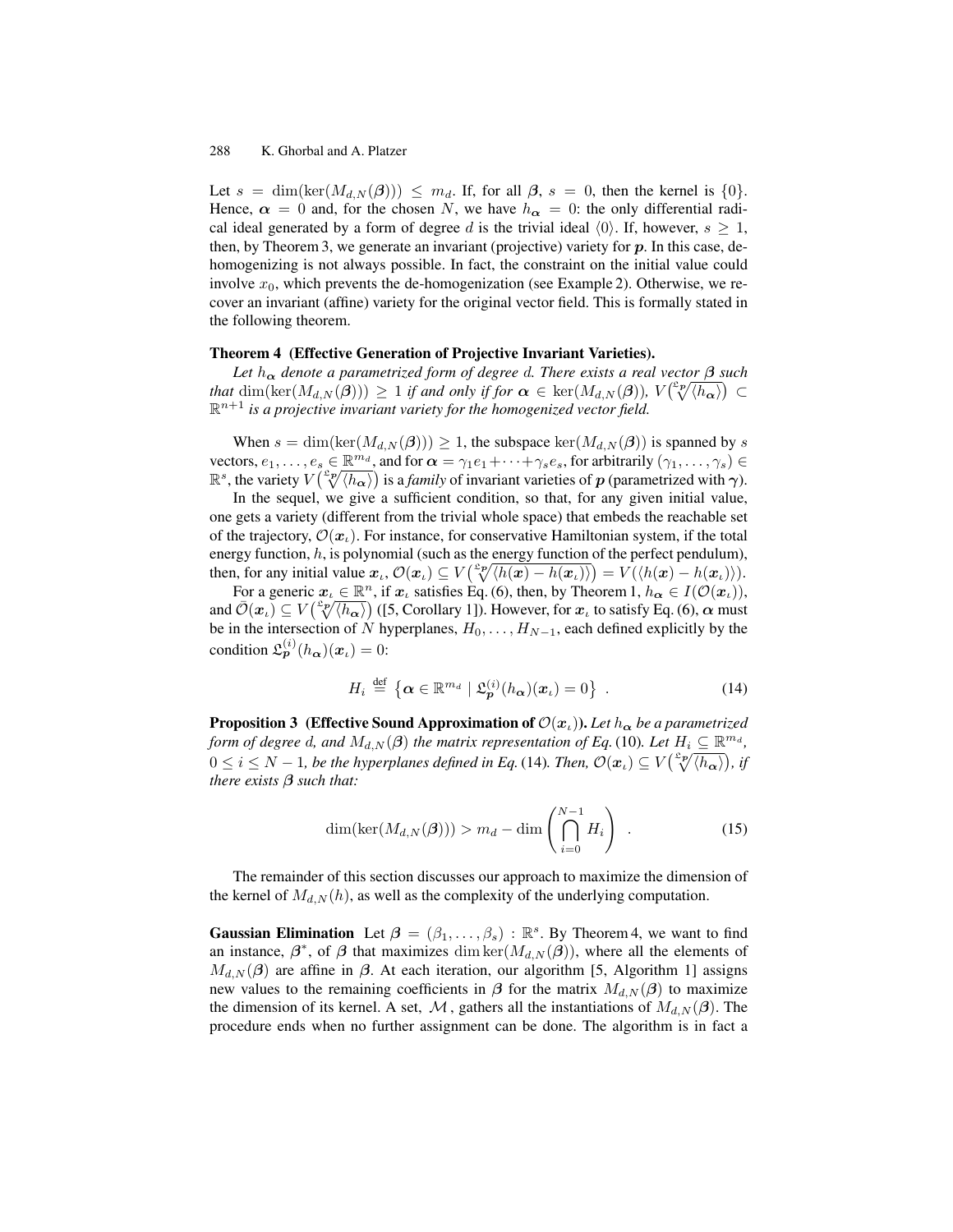Let $s = \dim(\ker(M_{d,N}(\boldsymbol{\beta}))) \leq m_d$. If, for all $\boldsymbol{\beta}$, $s = 0$, then the kernel is $\{0\}$. Hence, $\boldsymbol{\alpha} = 0$ and, for the chosen $N$, we have $h_{\boldsymbol{\alpha}} = 0$: the only differential radical ideal generated by a form of degree $d$ is the trivial ideal $\langle 0 \rangle$. If, however, $s \geq 1$, then, by Theorem 3, we generate an invariant (projective) variety for $\boldsymbol{p}$. In this case, de-homogenizing is not always possible. In fact, the constraint on the initial value could involve $x_0$, which prevents the de-homogenization (see Example 2). Otherwise, we recover an invariant (affine) variety for the original vector field. This is formally stated in the following theorem.

**Theorem 4 (Effective Generation of Projective Invariant Varieties).**
*Let $h_{\boldsymbol{\alpha}}$ denote a parametrized form of degree $d$. There exists a real vector $\boldsymbol{\beta}$ such that $\dim(\ker(M_{d,N}(\boldsymbol{\beta}))) \geq 1$ if and only if for $\boldsymbol{\alpha} \in \ker(M_{d,N}(\boldsymbol{\beta}))$, $V\big(\sqrt[\mathfrak{L}_{\boldsymbol{p}}]{\langle h_{\boldsymbol{\alpha}} \rangle}\big) \subset \mathbb{R}^{n+1}$ is a projective invariant variety for the homogenized vector field.*

When $s = \dim(\ker(M_{d,N}(\boldsymbol{\beta}))) \geq 1$, the subspace $\ker(M_{d,N}(\boldsymbol{\beta}))$ is spanned by $s$ vectors, $e_1, \ldots, e_s \in \mathbb{R}^{m_d}$, and for $\boldsymbol{\alpha} = \gamma_1 e_1 + \cdots + \gamma_s e_s$, for arbitrarily $(\gamma_1, \ldots, \gamma_s) \in \mathbb{R}^s$, the variety $V\big(\sqrt[\mathfrak{L}_{\boldsymbol{p}}]{\langle h_{\boldsymbol{\alpha}} \rangle}\big)$ is a *family* of invariant varieties of $\boldsymbol{p}$ (parametrized with $\boldsymbol{\gamma}$).

In the sequel, we give a sufficient condition, so that, for any given initial value, one gets a variety (different from the trivial whole space) that embeds the reachable set of the trajectory, $\mathcal{O}(\boldsymbol{x}_\iota)$. For instance, for conservative Hamiltonian system, if the total energy function, $h$, is polynomial (such as the energy function of the perfect pendulum), then, for any initial value $\boldsymbol{x}_\iota$, $\mathcal{O}(\boldsymbol{x}_\iota) \subseteq V\big(\sqrt[\mathfrak{L}_{\boldsymbol{p}}]{\langle h(\boldsymbol{x}) - h(\boldsymbol{x}_\iota) \rangle}\big) = V(\langle h(\boldsymbol{x}) - h(\boldsymbol{x}_\iota) \rangle)$.

For a generic $\boldsymbol{x}_\iota \in \mathbb{R}^n$, if $\boldsymbol{x}_\iota$ satisfies Eq. (6), then, by Theorem 1, $h_{\boldsymbol{\alpha}} \in I(\mathcal{O}(\boldsymbol{x}_\iota))$, and $\bar{\mathcal{O}}(\boldsymbol{x}_\iota) \subseteq V\big(\sqrt[\mathfrak{L}_{\boldsymbol{p}}]{\langle h_{\boldsymbol{\alpha}} \rangle}\big)$ ([5, Corollary 1]). However, for $\boldsymbol{x}_\iota$ to satisfy Eq. (6), $\boldsymbol{\alpha}$ must be in the intersection of $N$ hyperplanes, $H_0, \ldots, H_{N-1}$, each defined explicitly by the condition $\mathfrak{L}_{\boldsymbol{p}}^{(i)}(h_{\boldsymbol{\alpha}})(\boldsymbol{x}_\iota) = 0$:

$$H_i \stackrel{\text{def}}{=} \left\{ \boldsymbol{\alpha} \in \mathbb{R}^{m_d} \mid \mathfrak{L}_{\boldsymbol{p}}^{(i)}(h_{\boldsymbol{\alpha}})(\boldsymbol{x}_\iota) = 0 \right\} \ . \tag{14}$$

**Proposition 3 (Effective Sound Approximation of $\mathcal{O}(\boldsymbol{x}_\iota)$).** *Let $h_{\boldsymbol{\alpha}}$ be a parametrized form of degree $d$, and $M_{d,N}(\boldsymbol{\beta})$ the matrix representation of Eq. (10). Let $H_i \subseteq \mathbb{R}^{m_d}$, $0 \leq i \leq N-1$, be the hyperplanes defined in Eq. (14). Then, $\mathcal{O}(\boldsymbol{x}_\iota) \subseteq V\big(\sqrt[\mathfrak{L}_{\boldsymbol{p}}]{\langle h_{\boldsymbol{\alpha}} \rangle}\big)$, if there exists $\boldsymbol{\beta}$ such that:*

$$\dim(\ker(M_{d,N}(\boldsymbol{\beta}))) > m_d - \dim\left(\bigcap_{i=0}^{N-1} H_i\right) \ . \tag{15}$$

The remainder of this section discusses our approach to maximize the dimension of the kernel of $M_{d,N}(h)$, as well as the complexity of the underlying computation.

**Gaussian Elimination** Let $\boldsymbol{\beta} = (\beta_1, \ldots, \beta_s) : \mathbb{R}^s$. By Theorem 4, we want to find an instance, $\boldsymbol{\beta}^*$, of $\boldsymbol{\beta}$ that maximizes $\dim \ker(M_{d,N}(\boldsymbol{\beta}))$, where all the elements of $M_{d,N}(\boldsymbol{\beta})$ are affine in $\boldsymbol{\beta}$. At each iteration, our algorithm [5, Algorithm 1] assigns new values to the remaining coefficients in $\boldsymbol{\beta}$ for the matrix $M_{d,N}(\boldsymbol{\beta})$ to maximize the dimension of its kernel. A set, $\mathcal{M}$, gathers all the instantiations of $M_{d,N}(\boldsymbol{\beta})$. The procedure ends when no further assignment can be done. The algorithm is in fact a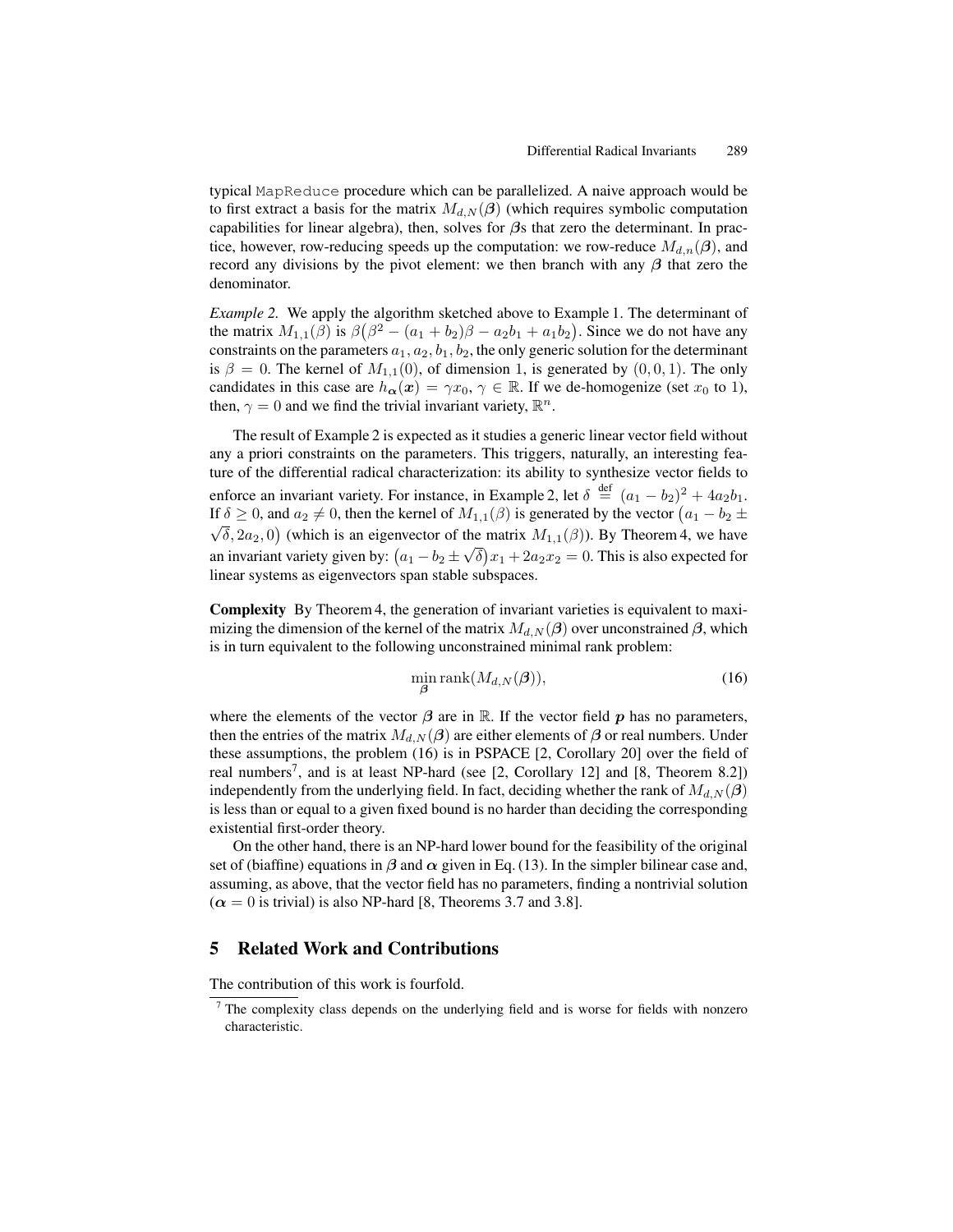typical `MapReduce` procedure which can be parallelized. A naive approach would be to first extract a basis for the matrix $M_{d,N}(\boldsymbol{\beta})$ (which requires symbolic computation capabilities for linear algebra), then, solves for $\boldsymbol{\beta}$s that zero the determinant. In practice, however, row-reducing speeds up the computation: we row-reduce $M_{d,n}(\boldsymbol{\beta})$, and record any divisions by the pivot element: we then branch with any $\boldsymbol{\beta}$ that zero the denominator.

*Example 2.* We apply the algorithm sketched above to Example 1. The determinant of the matrix $M_{1,1}(\beta)$ is $\beta\big(\beta^2 - (a_1 + b_2)\beta - a_2 b_1 + a_1 b_2\big)$. Since we do not have any constraints on the parameters $a_1, a_2, b_1, b_2$, the only generic solution for the determinant is $\beta = 0$. The kernel of $M_{1,1}(0)$, of dimension 1, is generated by $(0, 0, 1)$. The only candidates in this case are $h_{\boldsymbol{\alpha}}(\boldsymbol{x}) = \gamma x_0$, $\gamma \in \mathbb{R}$. If we de-homogenize (set $x_0$ to 1), then, $\gamma = 0$ and we find the trivial invariant variety, $\mathbb{R}^n$.

The result of Example 2 is expected as it studies a generic linear vector field without any a priori constraints on the parameters. This triggers, naturally, an interesting feature of the differential radical characterization: its ability to synthesize vector fields to enforce an invariant variety. For instance, in Example 2, let $\delta \stackrel{\text{def}}{=} (a_1 - b_2)^2 + 4a_2 b_1$. If $\delta \geq 0$, and $a_2 \neq 0$, then the kernel of $M_{1,1}(\beta)$ is generated by the vector $\big(a_1 - b_2 \pm \sqrt{\delta}, 2a_2, 0\big)$ (which is an eigenvector of the matrix $M_{1,1}(\beta)$). By Theorem 4, we have an invariant variety given by: $\big(a_1 - b_2 \pm \sqrt{\delta}\big)x_1 + 2a_2 x_2 = 0$. This is also expected for linear systems as eigenvectors span stable subspaces.

**Complexity** By Theorem 4, the generation of invariant varieties is equivalent to maximizing the dimension of the kernel of the matrix $M_{d,N}(\boldsymbol{\beta})$ over unconstrained $\boldsymbol{\beta}$, which is in turn equivalent to the following unconstrained minimal rank problem:

$$\min_{\boldsymbol{\beta}} \operatorname{rank}(M_{d,N}(\boldsymbol{\beta})), \tag{16}$$

where the elements of the vector $\boldsymbol{\beta}$ are in $\mathbb{R}$. If the vector field $\boldsymbol{p}$ has no parameters, then the entries of the matrix $M_{d,N}(\boldsymbol{\beta})$ are either elements of $\boldsymbol{\beta}$ or real numbers. Under these assumptions, the problem (16) is in PSPACE [2, Corollary 20] over the field of real numbers[7], and is at least NP-hard (see [2, Corollary 12] and [8, Theorem 8.2]) independently from the underlying field. In fact, deciding whether the rank of $M_{d,N}(\boldsymbol{\beta})$ is less than or equal to a given fixed bound is no harder than deciding the corresponding existential first-order theory.

On the other hand, there is an NP-hard lower bound for the feasibility of the original set of (biaffine) equations in $\boldsymbol{\beta}$ and $\boldsymbol{\alpha}$ given in Eq. (13). In the simpler bilinear case and, assuming, as above, that the vector field has no parameters, finding a nontrivial solution ($\boldsymbol{\alpha} = 0$ is trivial) is also NP-hard [8, Theorems 3.7 and 3.8].

## 5 Related Work and Contributions

The contribution of this work is fourfold.

[7] The complexity class depends on the underlying field and is worse for fields with nonzero characteristic.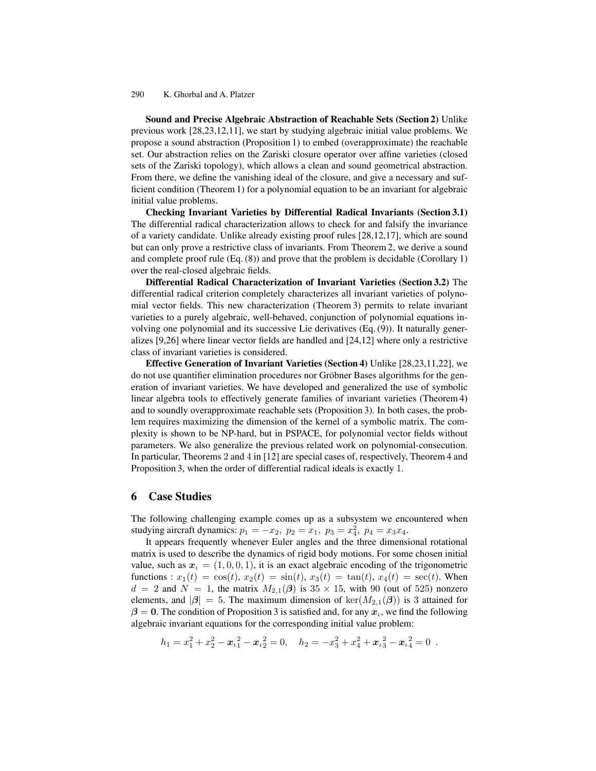**Sound and Precise Algebraic Abstraction of Reachable Sets (Section 2)** Unlike previous work [28,23,12,11], we start by studying algebraic initial value problems. We propose a sound abstraction (Proposition 1) to embed (overapproximate) the reachable set. Our abstraction relies on the Zariski closure operator over affine varieties (closed sets of the Zariski topology), which allows a clean and sound geometrical abstraction. From there, we define the vanishing ideal of the closure, and give a necessary and sufficient condition (Theorem 1) for a polynomial equation to be an invariant for algebraic initial value problems.

**Checking Invariant Varieties by Differential Radical Invariants (Section 3.1)** The differential radical characterization allows to check for and falsify the invariance of a variety candidate. Unlike already existing proof rules [28,12,17], which are sound but can only prove a restrictive class of invariants. From Theorem 2, we derive a sound and complete proof rule (Eq. (8)) and prove that the problem is decidable (Corollary 1) over the real-closed algebraic fields.

**Differential Radical Characterization of Invariant Varieties (Section 3.2)** The differential radical criterion completely characterizes all invariant varieties of polynomial vector fields. This new characterization (Theorem 3) permits to relate invariant varieties to a purely algebraic, well-behaved, conjunction of polynomial equations involving one polynomial and its successive Lie derivatives (Eq. (9)). It naturally generalizes [9,26] where linear vector fields are handled and [24,12] where only a restrictive class of invariant varieties is considered.

**Effective Generation of Invariant Varieties (Section 4)** Unlike [28,23,11,22], we do not use quantifier elimination procedures nor Gröbner Bases algorithms for the generation of invariant varieties. We have developed and generalized the use of symbolic linear algebra tools to effectively generate families of invariant varieties (Theorem 4) and to soundly overapproximate reachable sets (Proposition 3). In both cases, the problem requires maximizing the dimension of the kernel of a symbolic matrix. The complexity is shown to be NP-hard, but in PSPACE, for polynomial vector fields without parameters. We also generalize the previous related work on polynomial-consecution. In particular, Theorems 2 and 4 in [12] are special cases of, respectively, Theorem 4 and Proposition 3, when the order of differential radical ideals is exactly 1.

## 6 Case Studies

The following challenging example comes up as a subsystem we encountered when studying aircraft dynamics: $p_1 = -x_2,\ p_2 = x_1,\ p_3 = x_4^2,\ p_4 = x_3 x_4$.

It appears frequently whenever Euler angles and the three dimensional rotational matrix is used to describe the dynamics of rigid body motions. For some chosen initial value, such as $\boldsymbol{x}_\iota = (1, 0, 0, 1)$, it is an exact algebraic encoding of the trigonometric functions : $x_1(t) = \cos(t)$, $x_2(t) = \sin(t)$, $x_3(t) = \tan(t)$, $x_4(t) = \sec(t)$. When $d = 2$ and $N = 1$, the matrix $M_{2,1}(\boldsymbol{\beta})$ is $35 \times 15$, with 90 (out of 525) nonzero elements, and $|\boldsymbol{\beta}| = 5$. The maximum dimension of $\ker(M_{2,1}(\boldsymbol{\beta}))$ is 3 attained for $\boldsymbol{\beta} = \mathbf{0}$. The condition of Proposition 3 is satisfied and, for any $\boldsymbol{x}_\iota$, we find the following algebraic invariant equations for the corresponding initial value problem:

$$h_1 = x_1^2 + x_2^2 - {\boldsymbol{x}_\iota}_1^2 - {\boldsymbol{x}_\iota}_2^2 = 0, \quad h_2 = -x_3^2 + x_4^2 + {\boldsymbol{x}_\iota}_3^2 - {\boldsymbol{x}_\iota}_4^2 = 0 \ .$$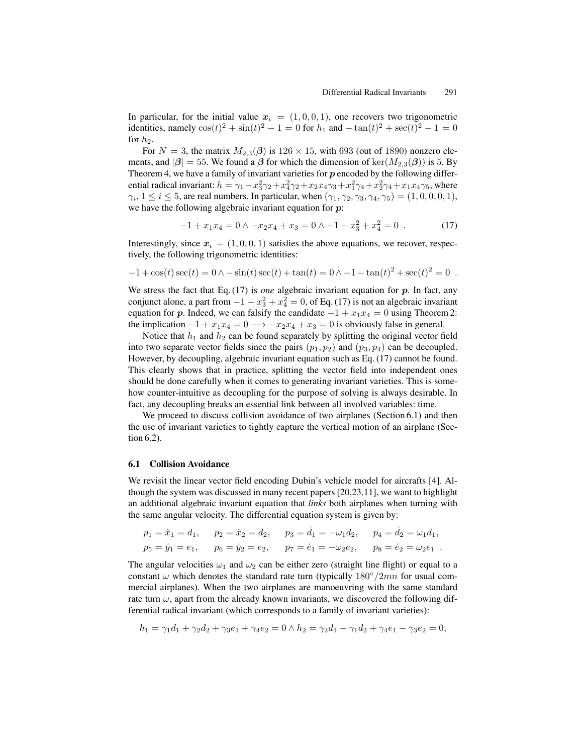In particular, for the initial value $\boldsymbol{x}_\iota = (1, 0, 0, 1)$, one recovers two trigonometric identities, namely $\cos(t)^2 + \sin(t)^2 - 1 = 0$ for $h_1$ and $-\tan(t)^2 + \sec(t)^2 - 1 = 0$ for $h_2$.

For $N = 3$, the matrix $M_{2,3}(\boldsymbol{\beta})$ is $126 \times 15$, with 693 (out of 1890) nonzero elements, and $|\boldsymbol{\beta}| = 55$. We found a $\boldsymbol{\beta}$ for which the dimension of $\ker(M_{2,3}(\boldsymbol{\beta}))$ is 5. By Theorem 4, we have a family of invariant varieties for $\boldsymbol{p}$ encoded by the following differential radical invariant: $h = \gamma_1 - x_3^2\gamma_2 + x_4^2\gamma_2 + x_2x_4\gamma_3 + x_1^2\gamma_4 + x_2^2\gamma_4 + x_1x_4\gamma_5$, where $\gamma_i$, $1 \leq i \leq 5$, are real numbers. In particular, when $(\gamma_1, \gamma_2, \gamma_3, \gamma_4, \gamma_5) = (1, 0, 0, 0, 1)$, we have the following algebraic invariant equation for $\boldsymbol{p}$:

$$-1 + x_1x_4 = 0 \wedge -x_2x_4 + x_3 = 0 \wedge -1 - x_3^2 + x_4^2 = 0 \ . \tag{17}$$

Interestingly, since $\boldsymbol{x}_\iota = (1, 0, 0, 1)$ satisfies the above equations, we recover, respectively, the following trigonometric identities:

$$-1 + \cos(t)\sec(t) = 0 \wedge -\sin(t)\sec(t) + \tan(t) = 0 \wedge -1 - \tan(t)^2 + \sec(t)^2 = 0 \ .$$

We stress the fact that Eq. (17) is *one* algebraic invariant equation for $\boldsymbol{p}$. In fact, any conjunct alone, a part from $-1 - x_3^2 + x_4^2 = 0$, of Eq. (17) is not an algebraic invariant equation for $\boldsymbol{p}$. Indeed, we can falsify the candidate $-1 + x_1x_4 = 0$ using Theorem 2: the implication $-1 + x_1x_4 = 0 \longrightarrow -x_2x_4 + x_3 = 0$ is obviously false in general.

Notice that $h_1$ and $h_2$ can be found separately by splitting the original vector field into two separate vector fields since the pairs $(p_1, p_2)$ and $(p_3, p_4)$ can be decoupled. However, by decoupling, algebraic invariant equation such as Eq. (17) cannot be found. This clearly shows that in practice, splitting the vector field into independent ones should be done carefully when it comes to generating invariant varieties. This is somehow counter-intuitive as decoupling for the purpose of solving is always desirable. In fact, any decoupling breaks an essential link between all involved variables: time.

We proceed to discuss collision avoidance of two airplanes (Section 6.1) and then the use of invariant varieties to tightly capture the vertical motion of an airplane (Section 6.2).

### 6.1 Collision Avoidance

We revisit the linear vector field encoding Dubin's vehicle model for aircrafts [4]. Although the system was discussed in many recent papers [20,23,11], we want to highlight an additional algebraic invariant equation that *links* both airplanes when turning with the same angular velocity. The differential equation system is given by:

$$\begin{aligned}
&p_1 = \dot{x}_1 = d_1, \quad p_2 = \dot{x}_2 = d_2, \quad p_3 = \dot{d}_1 = -\omega_1 d_2, \quad p_4 = \dot{d}_2 = \omega_1 d_1, \\
&p_5 = \dot{y}_1 = e_1, \quad p_6 = \dot{y}_2 = e_2, \quad p_7 = \dot{e}_1 = -\omega_2 e_2, \quad p_8 = \dot{e}_2 = \omega_2 e_1 \ .
\end{aligned}$$

The angular velocities $\omega_1$ and $\omega_2$ can be either zero (straight line flight) or equal to a constant $\omega$ which denotes the standard rate turn (typically $180°/2mn$ for usual commercial airplanes). When the two airplanes are manoeuvring with the same standard rate turn $\omega$, apart from the already known invariants, we discovered the following differential radical invariant (which corresponds to a family of invariant varieties):

$$h_1 = \gamma_1 d_1 + \gamma_2 d_2 + \gamma_3 e_1 + \gamma_4 e_2 = 0 \wedge h_2 = \gamma_2 d_1 - \gamma_1 d_2 + \gamma_4 e_1 - \gamma_3 e_2 = 0,$$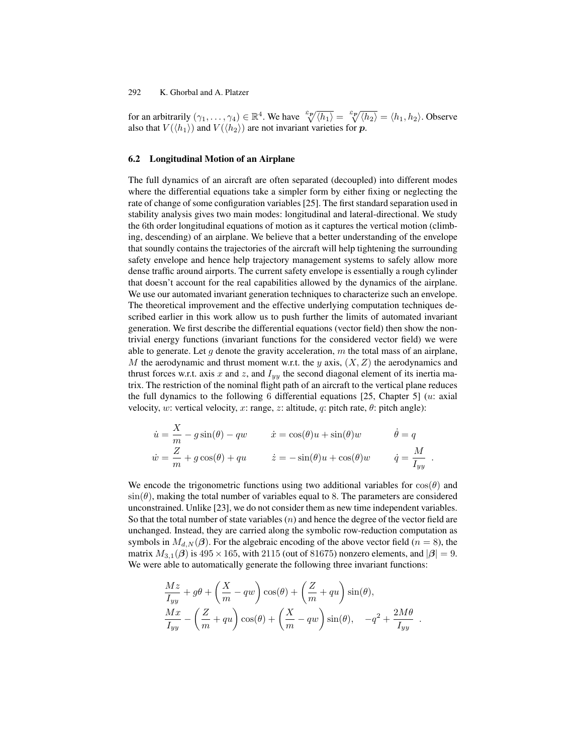for an arbitrarily $(\gamma_1, \ldots, \gamma_4) \in \mathbb{R}^4$. We have $\sqrt[\mathfrak{L}_p]{\langle h_1 \rangle} = \sqrt[\mathfrak{L}_p]{\langle h_2 \rangle} = \langle h_1, h_2 \rangle$. Observe also that $V(\langle h_1 \rangle)$ and $V(\langle h_2 \rangle)$ are not invariant varieties for $\boldsymbol{p}$.

### 6.2 Longitudinal Motion of an Airplane

The full dynamics of an aircraft are often separated (decoupled) into different modes where the differential equations take a simpler form by either fixing or neglecting the rate of change of some configuration variables [25]. The first standard separation used in stability analysis gives two main modes: longitudinal and lateral-directional. We study the 6th order longitudinal equations of motion as it captures the vertical motion (climbing, descending) of an airplane. We believe that a better understanding of the envelope that soundly contains the trajectories of the aircraft will help tightening the surrounding safety envelope and hence help trajectory management systems to safely allow more dense traffic around airports. The current safety envelope is essentially a rough cylinder that doesn't account for the real capabilities allowed by the dynamics of the airplane. We use our automated invariant generation techniques to characterize such an envelope. The theoretical improvement and the effective underlying computation techniques described earlier in this work allow us to push further the limits of automated invariant generation. We first describe the differential equations (vector field) then show the non-trivial energy functions (invariant functions for the considered vector field) we were able to generate. Let $g$ denote the gravity acceleration, $m$ the total mass of an airplane, $M$ the aerodynamic and thrust moment w.r.t. the $y$ axis, $(X, Z)$ the aerodynamics and thrust forces w.r.t. axis $x$ and $z$, and $I_{yy}$ the second diagonal element of its inertia matrix. The restriction of the nominal flight path of an aircraft to the vertical plane reduces the full dynamics to the following 6 differential equations [25, Chapter 5] ($u$: axial velocity, $w$: vertical velocity, $x$: range, $z$: altitude, $q$: pitch rate, $\theta$: pitch angle):

$$
\begin{aligned}
\dot{u} &= \frac{X}{m} - g\sin(\theta) - qw \qquad & \dot{x} &= \cos(\theta)u + \sin(\theta)w \qquad & \dot{\theta} &= q \\
\dot{w} &= \frac{Z}{m} + g\cos(\theta) + qu \qquad & \dot{z} &= -\sin(\theta)u + \cos(\theta)w \qquad & \dot{q} &= \frac{M}{I_{yy}} \ .
\end{aligned}
$$

We encode the trigonometric functions using two additional variables for $\cos(\theta)$ and $\sin(\theta)$, making the total number of variables equal to 8. The parameters are considered unconstrained. Unlike [23], we do not consider them as new time independent variables. So that the total number of state variables ($n$) and hence the degree of the vector field are unchanged. Instead, they are carried along the symbolic row-reduction computation as symbols in $M_{d,N}(\boldsymbol{\beta})$. For the algebraic encoding of the above vector field ($n = 8$), the matrix $M_{3,1}(\boldsymbol{\beta})$ is $495 \times 165$, with 2115 (out of 81675) nonzero elements, and $|\boldsymbol{\beta}| = 9$. We were able to automatically generate the following three invariant functions:

$$
\begin{aligned}
&\frac{Mz}{I_{yy}} + g\theta + \left(\frac{X}{m} - qw\right)\cos(\theta) + \left(\frac{Z}{m} + qu\right)\sin(\theta), \\
&\frac{Mx}{I_{yy}} - \left(\frac{Z}{m} + qu\right)\cos(\theta) + \left(\frac{X}{m} - qw\right)\sin(\theta), \quad -q^2 + \frac{2M\theta}{I_{yy}} \ .
\end{aligned}
$$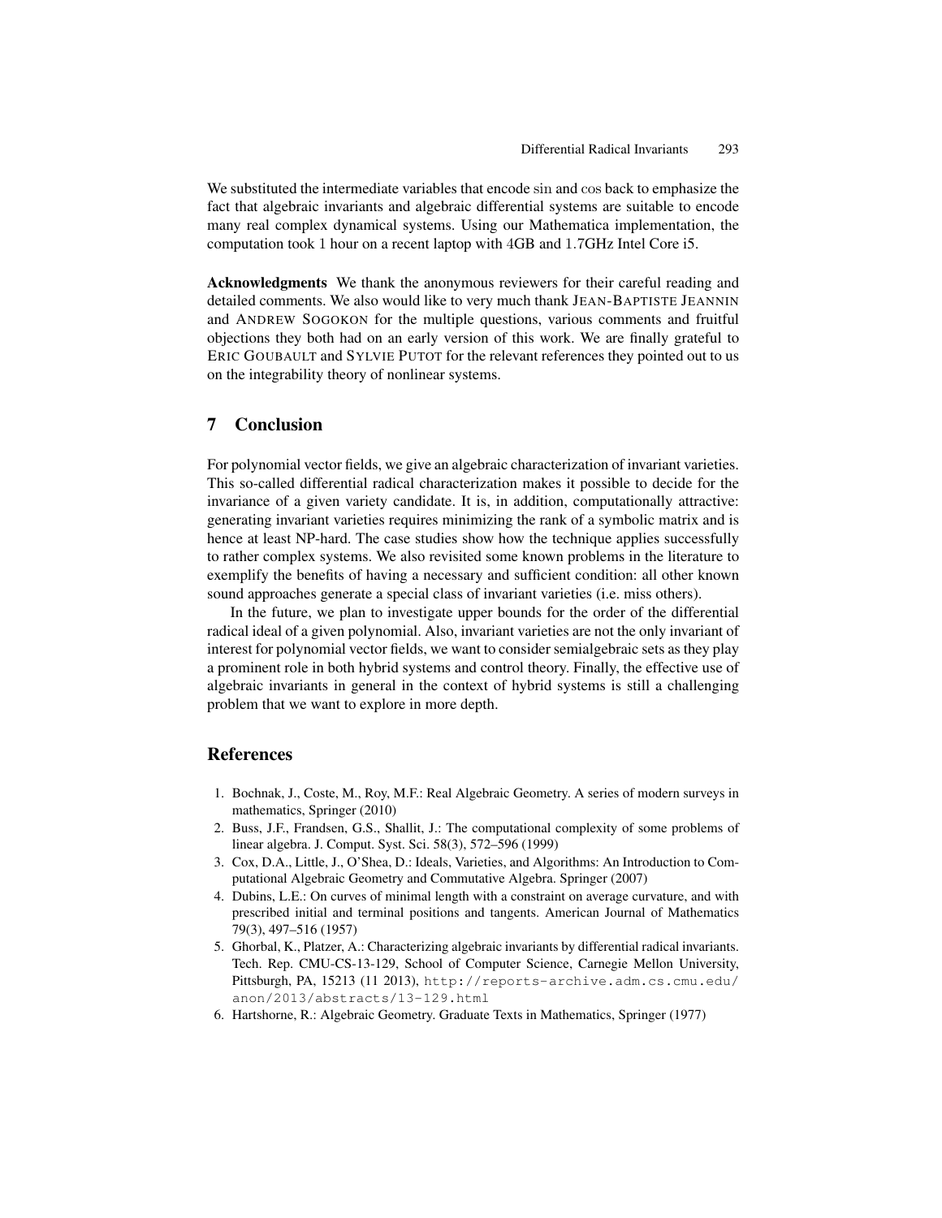We substituted the intermediate variables that encode $\sin$ and $\cos$ back to emphasize the fact that algebraic invariants and algebraic differential systems are suitable to encode many real complex dynamical systems. Using our Mathematica implementation, the computation took 1 hour on a recent laptop with 4GB and 1.7GHz Intel Core i5.

**Acknowledgments** We thank the anonymous reviewers for their careful reading and detailed comments. We also would like to very much thank JEAN-BAPTISTE JEANNIN and ANDREW SOGOKON for the multiple questions, various comments and fruitful objections they both had on an early version of this work. We are finally grateful to ERIC GOUBAULT and SYLVIE PUTOT for the relevant references they pointed out to us on the integrability theory of nonlinear systems.

## 7 Conclusion

For polynomial vector fields, we give an algebraic characterization of invariant varieties. This so-called differential radical characterization makes it possible to decide for the invariance of a given variety candidate. It is, in addition, computationally attractive: generating invariant varieties requires minimizing the rank of a symbolic matrix and is hence at least NP-hard. The case studies show how the technique applies successfully to rather complex systems. We also revisited some known problems in the literature to exemplify the benefits of having a necessary and sufficient condition: all other known sound approaches generate a special class of invariant varieties (i.e. miss others).

In the future, we plan to investigate upper bounds for the order of the differential radical ideal of a given polynomial. Also, invariant varieties are not the only invariant of interest for polynomial vector fields, we want to consider semialgebraic sets as they play a prominent role in both hybrid systems and control theory. Finally, the effective use of algebraic invariants in general in the context of hybrid systems is still a challenging problem that we want to explore in more depth.

## References

1. Bochnak, J., Coste, M., Roy, M.F.: Real Algebraic Geometry. A series of modern surveys in mathematics, Springer (2010)
2. Buss, J.F., Frandsen, G.S., Shallit, J.: The computational complexity of some problems of linear algebra. J. Comput. Syst. Sci. 58(3), 572–596 (1999)
3. Cox, D.A., Little, J., O'Shea, D.: Ideals, Varieties, and Algorithms: An Introduction to Computational Algebraic Geometry and Commutative Algebra. Springer (2007)
4. Dubins, L.E.: On curves of minimal length with a constraint on average curvature, and with prescribed initial and terminal positions and tangents. American Journal of Mathematics 79(3), 497–516 (1957)
5. Ghorbal, K., Platzer, A.: Characterizing algebraic invariants by differential radical invariants. Tech. Rep. CMU-CS-13-129, School of Computer Science, Carnegie Mellon University, Pittsburgh, PA, 15213 (11 2013), http://reports-archive.adm.cs.cmu.edu/anon/2013/abstracts/13-129.html
6. Hartshorne, R.: Algebraic Geometry. Graduate Texts in Mathematics, Springer (1977)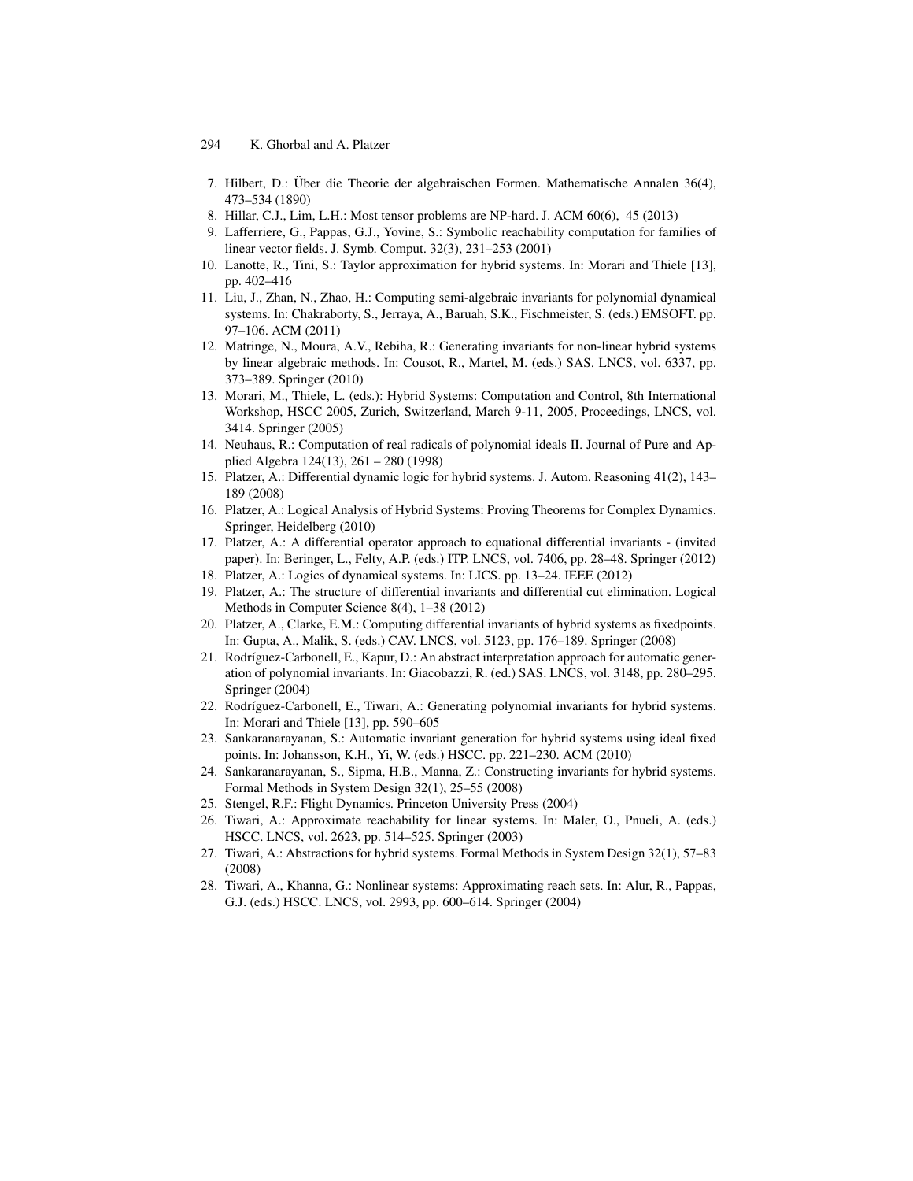7. Hilbert, D.: Über die Theorie der algebraischen Formen. Mathematische Annalen 36(4), 473–534 (1890)
8. Hillar, C.J., Lim, L.H.: Most tensor problems are NP-hard. J. ACM 60(6), 45 (2013)
9. Lafferriere, G., Pappas, G.J., Yovine, S.: Symbolic reachability computation for families of linear vector fields. J. Symb. Comput. 32(3), 231–253 (2001)
10. Lanotte, R., Tini, S.: Taylor approximation for hybrid systems. In: Morari and Thiele [13], pp. 402–416
11. Liu, J., Zhan, N., Zhao, H.: Computing semi-algebraic invariants for polynomial dynamical systems. In: Chakraborty, S., Jerraya, A., Baruah, S.K., Fischmeister, S. (eds.) EMSOFT. pp. 97–106. ACM (2011)
12. Matringe, N., Moura, A.V., Rebiha, R.: Generating invariants for non-linear hybrid systems by linear algebraic methods. In: Cousot, R., Martel, M. (eds.) SAS. LNCS, vol. 6337, pp. 373–389. Springer (2010)
13. Morari, M., Thiele, L. (eds.): Hybrid Systems: Computation and Control, 8th International Workshop, HSCC 2005, Zurich, Switzerland, March 9-11, 2005, Proceedings, LNCS, vol. 3414. Springer (2005)
14. Neuhaus, R.: Computation of real radicals of polynomial ideals II. Journal of Pure and Applied Algebra 124(13), 261 – 280 (1998)
15. Platzer, A.: Differential dynamic logic for hybrid systems. J. Autom. Reasoning 41(2), 143–189 (2008)
16. Platzer, A.: Logical Analysis of Hybrid Systems: Proving Theorems for Complex Dynamics. Springer, Heidelberg (2010)
17. Platzer, A.: A differential operator approach to equational differential invariants - (invited paper). In: Beringer, L., Felty, A.P. (eds.) ITP. LNCS, vol. 7406, pp. 28–48. Springer (2012)
18. Platzer, A.: Logics of dynamical systems. In: LICS. pp. 13–24. IEEE (2012)
19. Platzer, A.: The structure of differential invariants and differential cut elimination. Logical Methods in Computer Science 8(4), 1–38 (2012)
20. Platzer, A., Clarke, E.M.: Computing differential invariants of hybrid systems as fixedpoints. In: Gupta, A., Malik, S. (eds.) CAV. LNCS, vol. 5123, pp. 176–189. Springer (2008)
21. Rodríguez-Carbonell, E., Kapur, D.: An abstract interpretation approach for automatic generation of polynomial invariants. In: Giacobazzi, R. (ed.) SAS. LNCS, vol. 3148, pp. 280–295. Springer (2004)
22. Rodríguez-Carbonell, E., Tiwari, A.: Generating polynomial invariants for hybrid systems. In: Morari and Thiele [13], pp. 590–605
23. Sankaranarayanan, S.: Automatic invariant generation for hybrid systems using ideal fixed points. In: Johansson, K.H., Yi, W. (eds.) HSCC. pp. 221–230. ACM (2010)
24. Sankaranarayanan, S., Sipma, H.B., Manna, Z.: Constructing invariants for hybrid systems. Formal Methods in System Design 32(1), 25–55 (2008)
25. Stengel, R.F.: Flight Dynamics. Princeton University Press (2004)
26. Tiwari, A.: Approximate reachability for linear systems. In: Maler, O., Pnueli, A. (eds.) HSCC. LNCS, vol. 2623, pp. 514–525. Springer (2003)
27. Tiwari, A.: Abstractions for hybrid systems. Formal Methods in System Design 32(1), 57–83 (2008)
28. Tiwari, A., Khanna, G.: Nonlinear systems: Approximating reach sets. In: Alur, R., Pappas, G.J. (eds.) HSCC. LNCS, vol. 2993, pp. 600–614. Springer (2004)